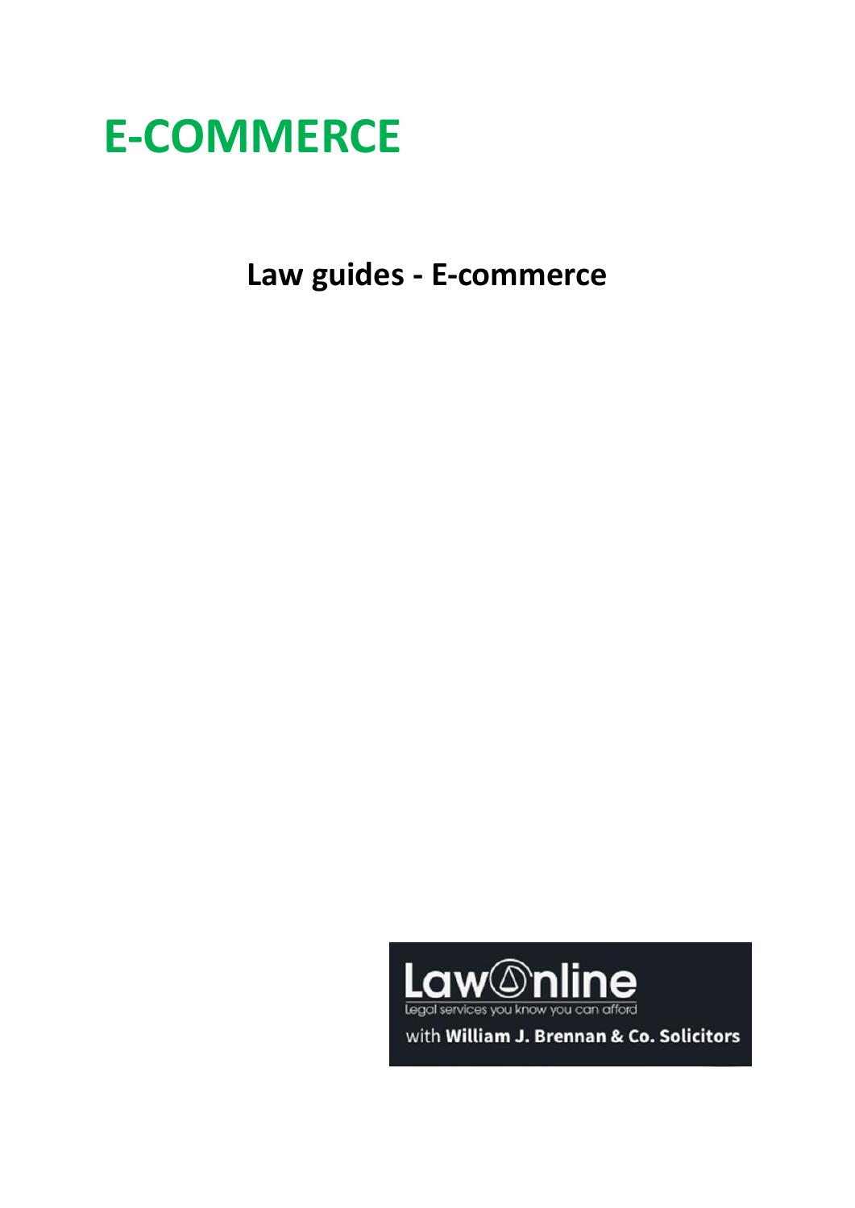# E-COMMERCE

## Law guides - E-commerce

LawOnline
Legal services you know you can afford
with William J. Brennan & Co. Solicitors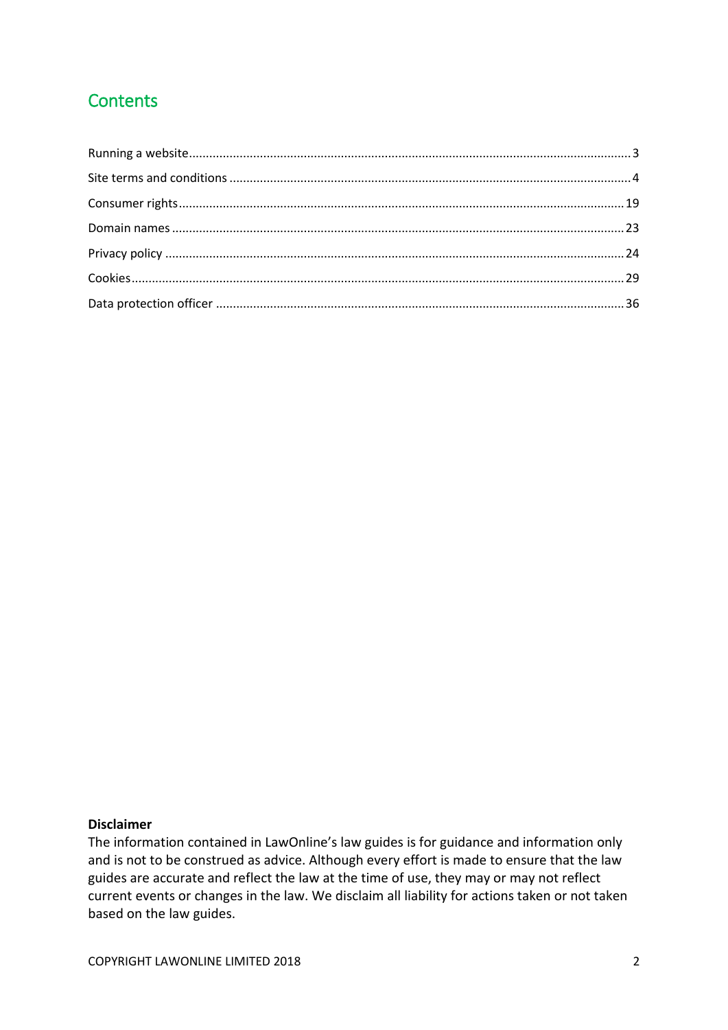# Contents

Running a website .......... 3
Site terms and conditions .......... 4
Consumer rights .......... 19
Domain names .......... 23
Privacy policy .......... 24
Cookies .......... 29
Data protection officer .......... 36

**Disclaimer**

The information contained in LawOnline's law guides is for guidance and information only and is not to be construed as advice. Although every effort is made to ensure that the law guides are accurate and reflect the law at the time of use, they may or may not reflect current events or changes in the law. We disclaim all liability for actions taken or not taken based on the law guides.

COPYRIGHT LAWONLINE LIMITED 2018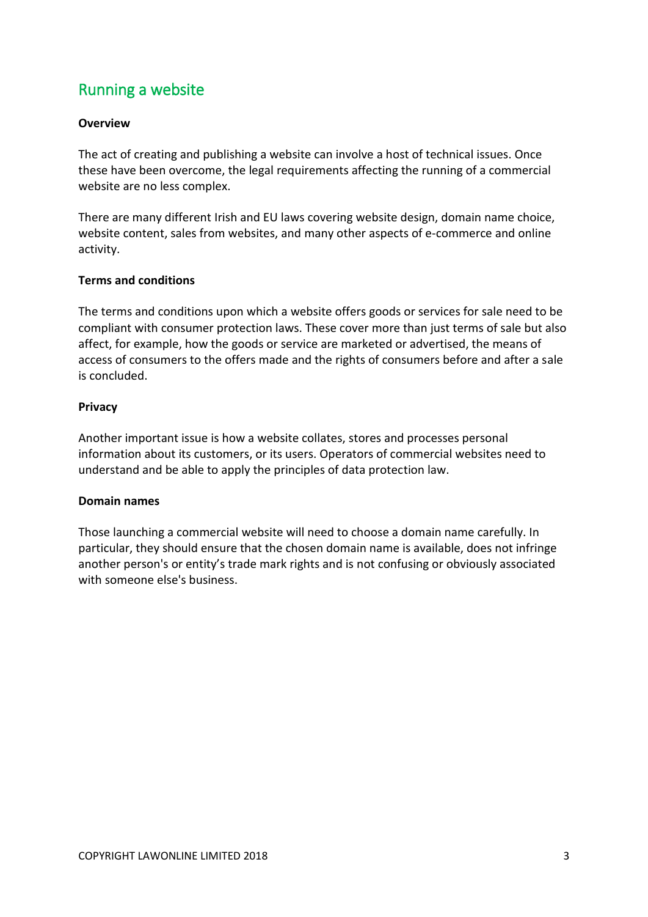## Running a website

### Overview

The act of creating and publishing a website can involve a host of technical issues. Once these have been overcome, the legal requirements affecting the running of a commercial website are no less complex.

There are many different Irish and EU laws covering website design, domain name choice, website content, sales from websites, and many other aspects of e-commerce and online activity.

### Terms and conditions

The terms and conditions upon which a website offers goods or services for sale need to be compliant with consumer protection laws. These cover more than just terms of sale but also affect, for example, how the goods or service are marketed or advertised, the means of access of consumers to the offers made and the rights of consumers before and after a sale is concluded.

### Privacy

Another important issue is how a website collates, stores and processes personal information about its customers, or its users. Operators of commercial websites need to understand and be able to apply the principles of data protection law.

### Domain names

Those launching a commercial website will need to choose a domain name carefully. In particular, they should ensure that the chosen domain name is available, does not infringe another person's or entity's trade mark rights and is not confusing or obviously associated with someone else's business.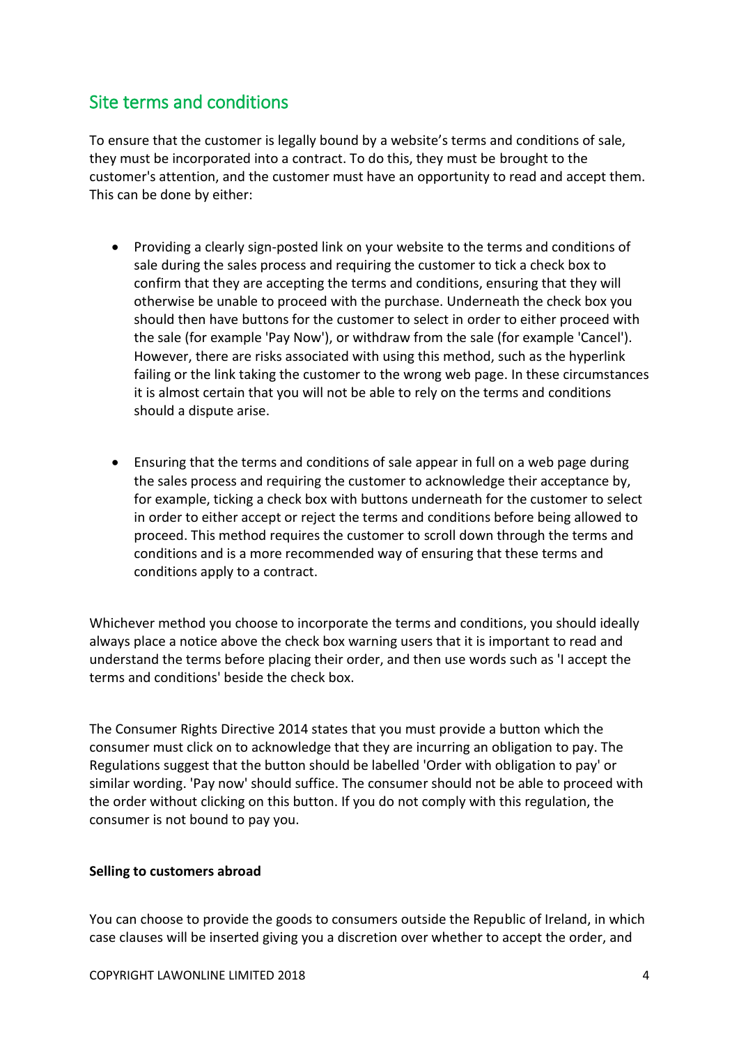## Site terms and conditions

To ensure that the customer is legally bound by a website's terms and conditions of sale, they must be incorporated into a contract. To do this, they must be brought to the customer's attention, and the customer must have an opportunity to read and accept them. This can be done by either:

- Providing a clearly sign-posted link on your website to the terms and conditions of sale during the sales process and requiring the customer to tick a check box to confirm that they are accepting the terms and conditions, ensuring that they will otherwise be unable to proceed with the purchase. Underneath the check box you should then have buttons for the customer to select in order to either proceed with the sale (for example 'Pay Now'), or withdraw from the sale (for example 'Cancel'). However, there are risks associated with using this method, such as the hyperlink failing or the link taking the customer to the wrong web page. In these circumstances it is almost certain that you will not be able to rely on the terms and conditions should a dispute arise.

- Ensuring that the terms and conditions of sale appear in full on a web page during the sales process and requiring the customer to acknowledge their acceptance by, for example, ticking a check box with buttons underneath for the customer to select in order to either accept or reject the terms and conditions before being allowed to proceed. This method requires the customer to scroll down through the terms and conditions and is a more recommended way of ensuring that these terms and conditions apply to a contract.

Whichever method you choose to incorporate the terms and conditions, you should ideally always place a notice above the check box warning users that it is important to read and understand the terms before placing their order, and then use words such as 'I accept the terms and conditions' beside the check box.

The Consumer Rights Directive 2014 states that you must provide a button which the consumer must click on to acknowledge that they are incurring an obligation to pay. The Regulations suggest that the button should be labelled 'Order with obligation to pay' or similar wording. 'Pay now' should suffice. The consumer should not be able to proceed with the order without clicking on this button. If you do not comply with this regulation, the consumer is not bound to pay you.

**Selling to customers abroad**

You can choose to provide the goods to consumers outside the Republic of Ireland, in which case clauses will be inserted giving you a discretion over whether to accept the order, and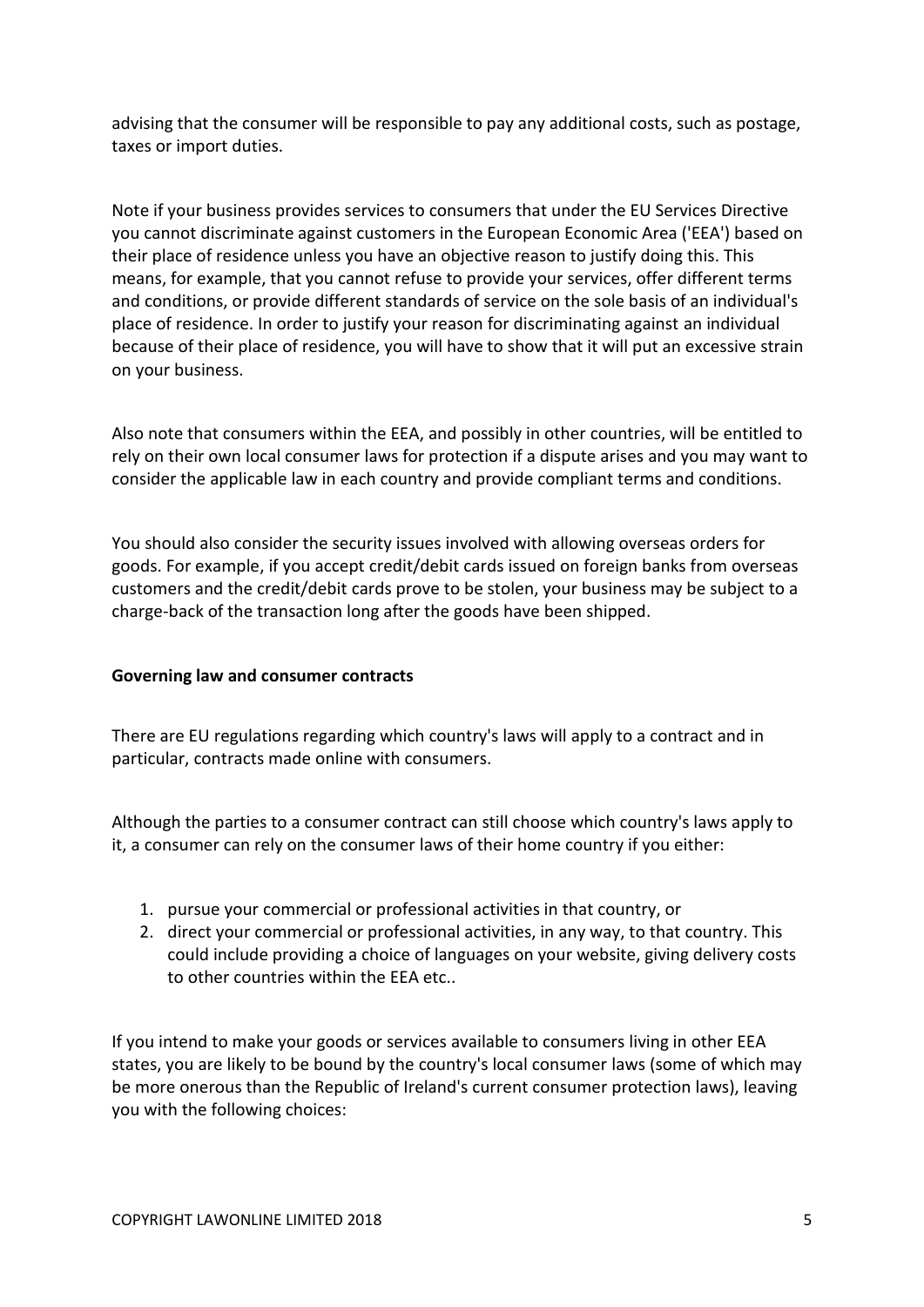advising that the consumer will be responsible to pay any additional costs, such as postage, taxes or import duties.

Note if your business provides services to consumers that under the EU Services Directive you cannot discriminate against customers in the European Economic Area ('EEA') based on their place of residence unless you have an objective reason to justify doing this. This means, for example, that you cannot refuse to provide your services, offer different terms and conditions, or provide different standards of service on the sole basis of an individual's place of residence. In order to justify your reason for discriminating against an individual because of their place of residence, you will have to show that it will put an excessive strain on your business.

Also note that consumers within the EEA, and possibly in other countries, will be entitled to rely on their own local consumer laws for protection if a dispute arises and you may want to consider the applicable law in each country and provide compliant terms and conditions.

You should also consider the security issues involved with allowing overseas orders for goods. For example, if you accept credit/debit cards issued on foreign banks from overseas customers and the credit/debit cards prove to be stolen, your business may be subject to a charge-back of the transaction long after the goods have been shipped.

**Governing law and consumer contracts**

There are EU regulations regarding which country's laws will apply to a contract and in particular, contracts made online with consumers.

Although the parties to a consumer contract can still choose which country's laws apply to it, a consumer can rely on the consumer laws of their home country if you either:

1. pursue your commercial or professional activities in that country, or
2. direct your commercial or professional activities, in any way, to that country. This could include providing a choice of languages on your website, giving delivery costs to other countries within the EEA etc..

If you intend to make your goods or services available to consumers living in other EEA states, you are likely to be bound by the country's local consumer laws (some of which may be more onerous than the Republic of Ireland's current consumer protection laws), leaving you with the following choices: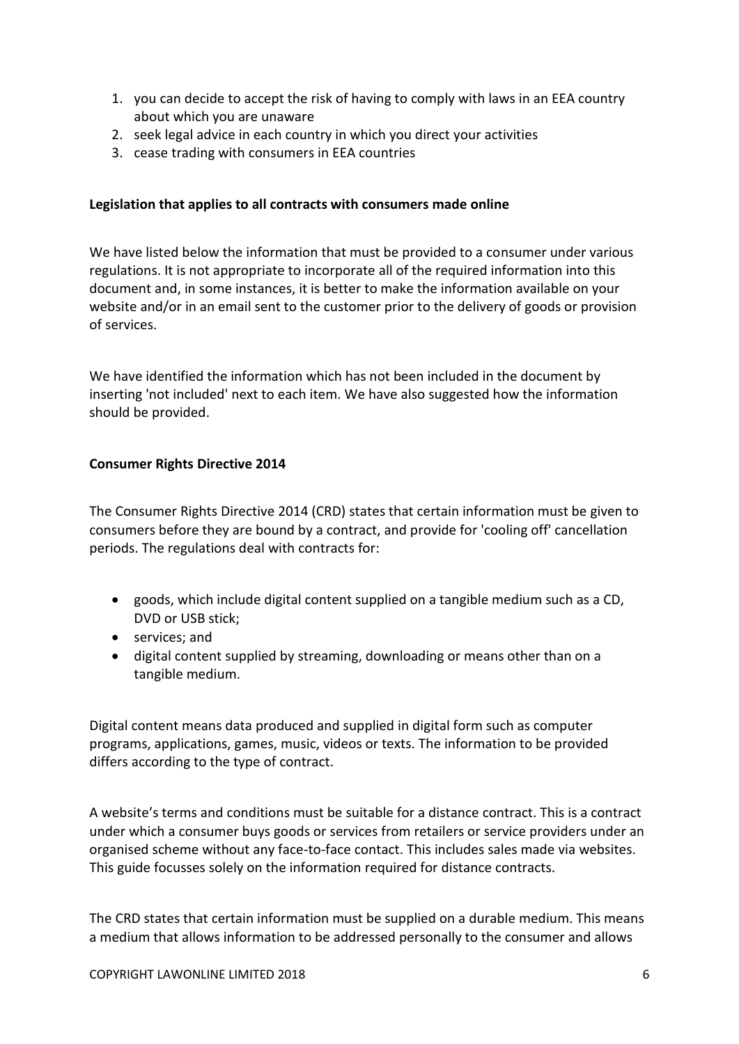1. you can decide to accept the risk of having to comply with laws in an EEA country about which you are unaware
2. seek legal advice in each country in which you direct your activities
3. cease trading with consumers in EEA countries

**Legislation that applies to all contracts with consumers made online**

We have listed below the information that must be provided to a consumer under various regulations. It is not appropriate to incorporate all of the required information into this document and, in some instances, it is better to make the information available on your website and/or in an email sent to the customer prior to the delivery of goods or provision of services.

We have identified the information which has not been included in the document by inserting 'not included' next to each item. We have also suggested how the information should be provided.

**Consumer Rights Directive 2014**

The Consumer Rights Directive 2014 (CRD) states that certain information must be given to consumers before they are bound by a contract, and provide for 'cooling off' cancellation periods. The regulations deal with contracts for:

- goods, which include digital content supplied on a tangible medium such as a CD, DVD or USB stick;
- services; and
- digital content supplied by streaming, downloading or means other than on a tangible medium.

Digital content means data produced and supplied in digital form such as computer programs, applications, games, music, videos or texts. The information to be provided differs according to the type of contract.

A website's terms and conditions must be suitable for a distance contract. This is a contract under which a consumer buys goods or services from retailers or service providers under an organised scheme without any face-to-face contact. This includes sales made via websites. This guide focusses solely on the information required for distance contracts.

The CRD states that certain information must be supplied on a durable medium. This means a medium that allows information to be addressed personally to the consumer and allows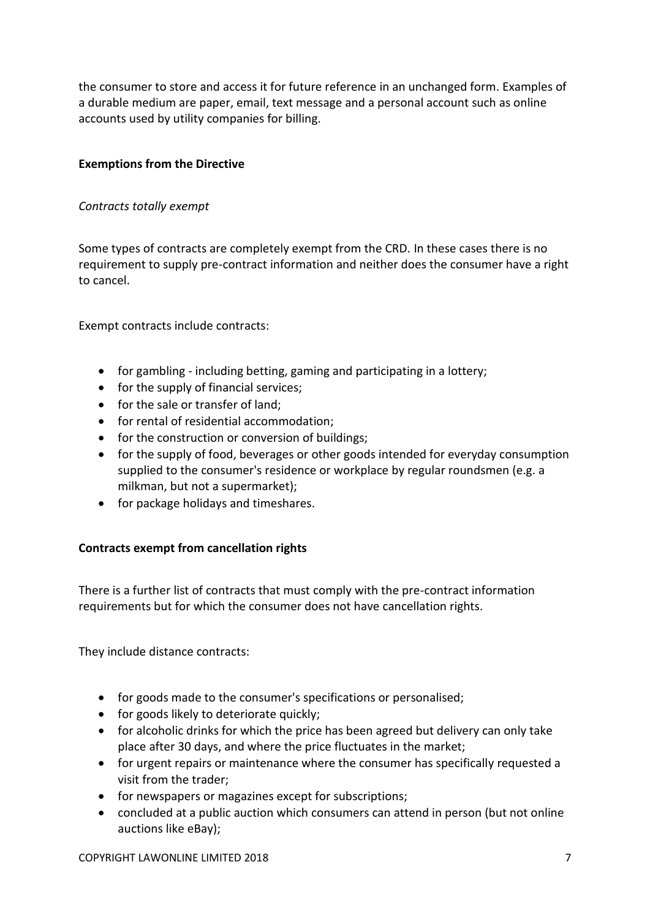the consumer to store and access it for future reference in an unchanged form. Examples of a durable medium are paper, email, text message and a personal account such as online accounts used by utility companies for billing.

**Exemptions from the Directive**

*Contracts totally exempt*

Some types of contracts are completely exempt from the CRD. In these cases there is no requirement to supply pre-contract information and neither does the consumer have a right to cancel.

Exempt contracts include contracts:

- for gambling - including betting, gaming and participating in a lottery;
- for the supply of financial services;
- for the sale or transfer of land;
- for rental of residential accommodation;
- for the construction or conversion of buildings;
- for the supply of food, beverages or other goods intended for everyday consumption supplied to the consumer's residence or workplace by regular roundsmen (e.g. a milkman, but not a supermarket);
- for package holidays and timeshares.

**Contracts exempt from cancellation rights**

There is a further list of contracts that must comply with the pre-contract information requirements but for which the consumer does not have cancellation rights.

They include distance contracts:

- for goods made to the consumer's specifications or personalised;
- for goods likely to deteriorate quickly;
- for alcoholic drinks for which the price has been agreed but delivery can only take place after 30 days, and where the price fluctuates in the market;
- for urgent repairs or maintenance where the consumer has specifically requested a visit from the trader;
- for newspapers or magazines except for subscriptions;
- concluded at a public auction which consumers can attend in person (but not online auctions like eBay);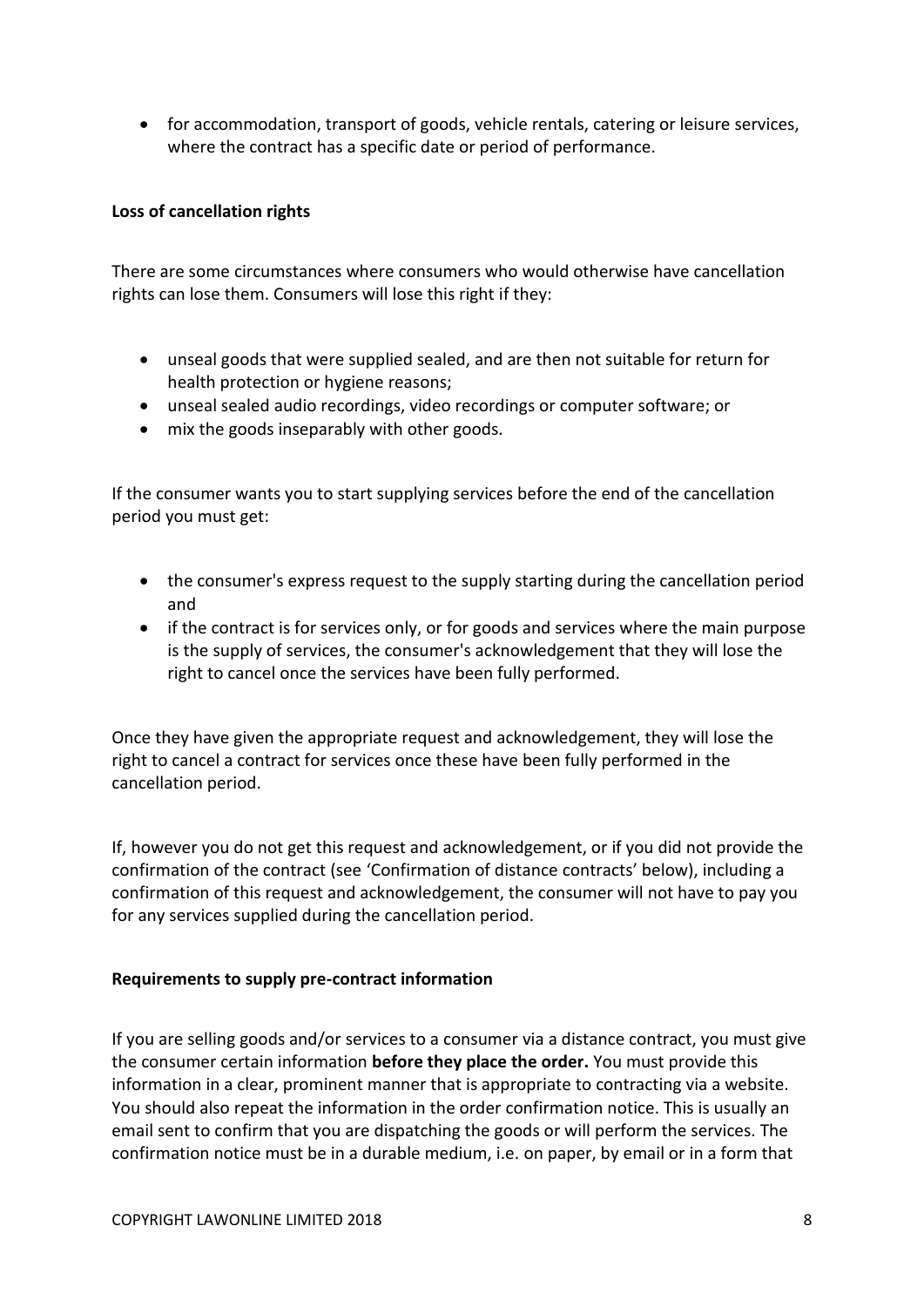- for accommodation, transport of goods, vehicle rentals, catering or leisure services, where the contract has a specific date or period of performance.

**Loss of cancellation rights**

There are some circumstances where consumers who would otherwise have cancellation rights can lose them. Consumers will lose this right if they:

- unseal goods that were supplied sealed, and are then not suitable for return for health protection or hygiene reasons;
- unseal sealed audio recordings, video recordings or computer software; or
- mix the goods inseparably with other goods.

If the consumer wants you to start supplying services before the end of the cancellation period you must get:

- the consumer's express request to the supply starting during the cancellation period and
- if the contract is for services only, or for goods and services where the main purpose is the supply of services, the consumer's acknowledgement that they will lose the right to cancel once the services have been fully performed.

Once they have given the appropriate request and acknowledgement, they will lose the right to cancel a contract for services once these have been fully performed in the cancellation period.

If, however you do not get this request and acknowledgement, or if you did not provide the confirmation of the contract (see 'Confirmation of distance contracts' below), including a confirmation of this request and acknowledgement, the consumer will not have to pay you for any services supplied during the cancellation period.

**Requirements to supply pre-contract information**

If you are selling goods and/or services to a consumer via a distance contract, you must give the consumer certain information **before they place the order.** You must provide this information in a clear, prominent manner that is appropriate to contracting via a website. You should also repeat the information in the order confirmation notice. This is usually an email sent to confirm that you are dispatching the goods or will perform the services. The confirmation notice must be in a durable medium, i.e. on paper, by email or in a form that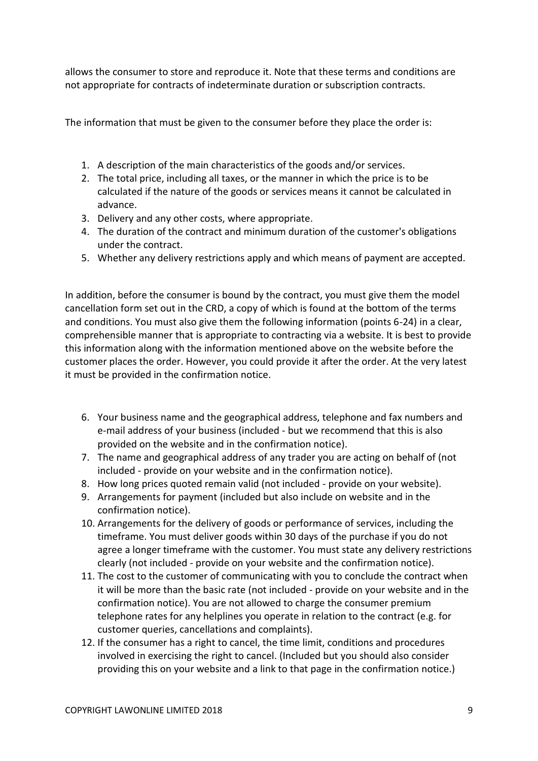allows the consumer to store and reproduce it. Note that these terms and conditions are not appropriate for contracts of indeterminate duration or subscription contracts.

The information that must be given to the consumer before they place the order is:

1. A description of the main characteristics of the goods and/or services.
2. The total price, including all taxes, or the manner in which the price is to be calculated if the nature of the goods or services means it cannot be calculated in advance.
3. Delivery and any other costs, where appropriate.
4. The duration of the contract and minimum duration of the customer's obligations under the contract.
5. Whether any delivery restrictions apply and which means of payment are accepted.

In addition, before the consumer is bound by the contract, you must give them the model cancellation form set out in the CRD, a copy of which is found at the bottom of the terms and conditions. You must also give them the following information (points 6-24) in a clear, comprehensible manner that is appropriate to contracting via a website. It is best to provide this information along with the information mentioned above on the website before the customer places the order. However, you could provide it after the order. At the very latest it must be provided in the confirmation notice.

6. Your business name and the geographical address, telephone and fax numbers and e-mail address of your business (included - but we recommend that this is also provided on the website and in the confirmation notice).
7. The name and geographical address of any trader you are acting on behalf of (not included - provide on your website and in the confirmation notice).
8. How long prices quoted remain valid (not included - provide on your website).
9. Arrangements for payment (included but also include on website and in the confirmation notice).
10. Arrangements for the delivery of goods or performance of services, including the timeframe. You must deliver goods within 30 days of the purchase if you do not agree a longer timeframe with the customer. You must state any delivery restrictions clearly (not included - provide on your website and the confirmation notice).
11. The cost to the customer of communicating with you to conclude the contract when it will be more than the basic rate (not included - provide on your website and in the confirmation notice). You are not allowed to charge the consumer premium telephone rates for any helplines you operate in relation to the contract (e.g. for customer queries, cancellations and complaints).
12. If the consumer has a right to cancel, the time limit, conditions and procedures involved in exercising the right to cancel. (Included but you should also consider providing this on your website and a link to that page in the confirmation notice.)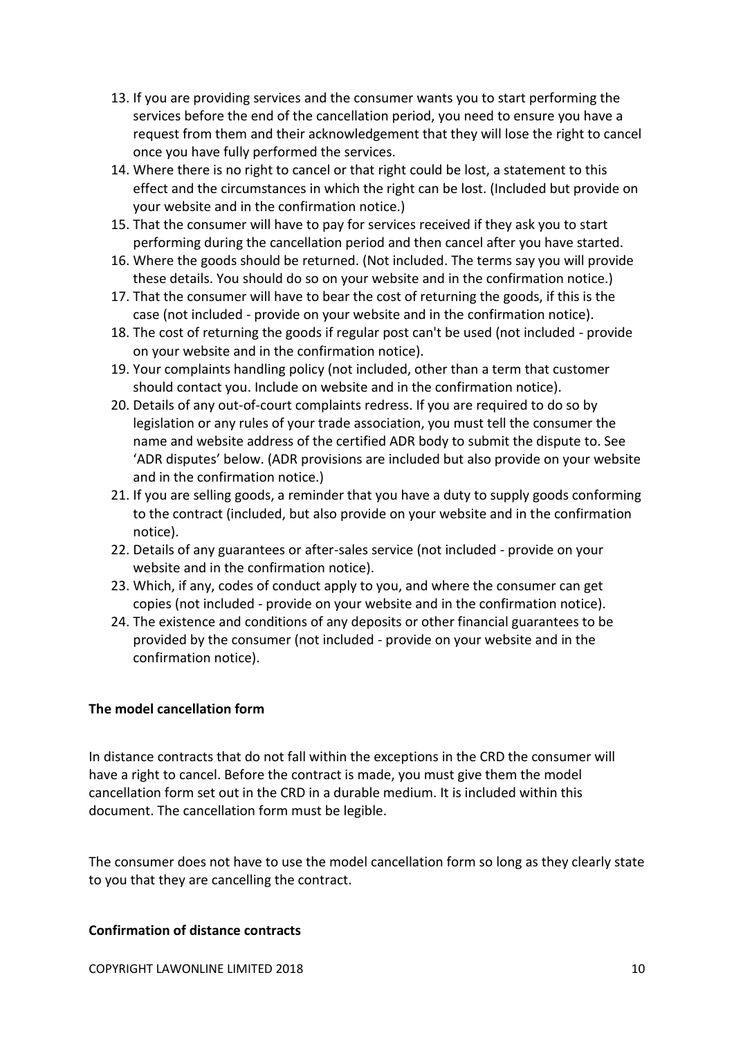13. If you are providing services and the consumer wants you to start performing the services before the end of the cancellation period, you need to ensure you have a request from them and their acknowledgement that they will lose the right to cancel once you have fully performed the services.
14. Where there is no right to cancel or that right could be lost, a statement to this effect and the circumstances in which the right can be lost. (Included but provide on your website and in the confirmation notice.)
15. That the consumer will have to pay for services received if they ask you to start performing during the cancellation period and then cancel after you have started.
16. Where the goods should be returned. (Not included. The terms say you will provide these details. You should do so on your website and in the confirmation notice.)
17. That the consumer will have to bear the cost of returning the goods, if this is the case (not included - provide on your website and in the confirmation notice).
18. The cost of returning the goods if regular post can't be used (not included - provide on your website and in the confirmation notice).
19. Your complaints handling policy (not included, other than a term that customer should contact you. Include on website and in the confirmation notice).
20. Details of any out-of-court complaints redress. If you are required to do so by legislation or any rules of your trade association, you must tell the consumer the name and website address of the certified ADR body to submit the dispute to. See 'ADR disputes' below. (ADR provisions are included but also provide on your website and in the confirmation notice.)
21. If you are selling goods, a reminder that you have a duty to supply goods conforming to the contract (included, but also provide on your website and in the confirmation notice).
22. Details of any guarantees or after-sales service (not included - provide on your website and in the confirmation notice).
23. Which, if any, codes of conduct apply to you, and where the consumer can get copies (not included - provide on your website and in the confirmation notice).
24. The existence and conditions of any deposits or other financial guarantees to be provided by the consumer (not included - provide on your website and in the confirmation notice).

**The model cancellation form**

In distance contracts that do not fall within the exceptions in the CRD the consumer will have a right to cancel. Before the contract is made, you must give them the model cancellation form set out in the CRD in a durable medium. It is included within this document. The cancellation form must be legible.

The consumer does not have to use the model cancellation form so long as they clearly state to you that they are cancelling the contract.

**Confirmation of distance contracts**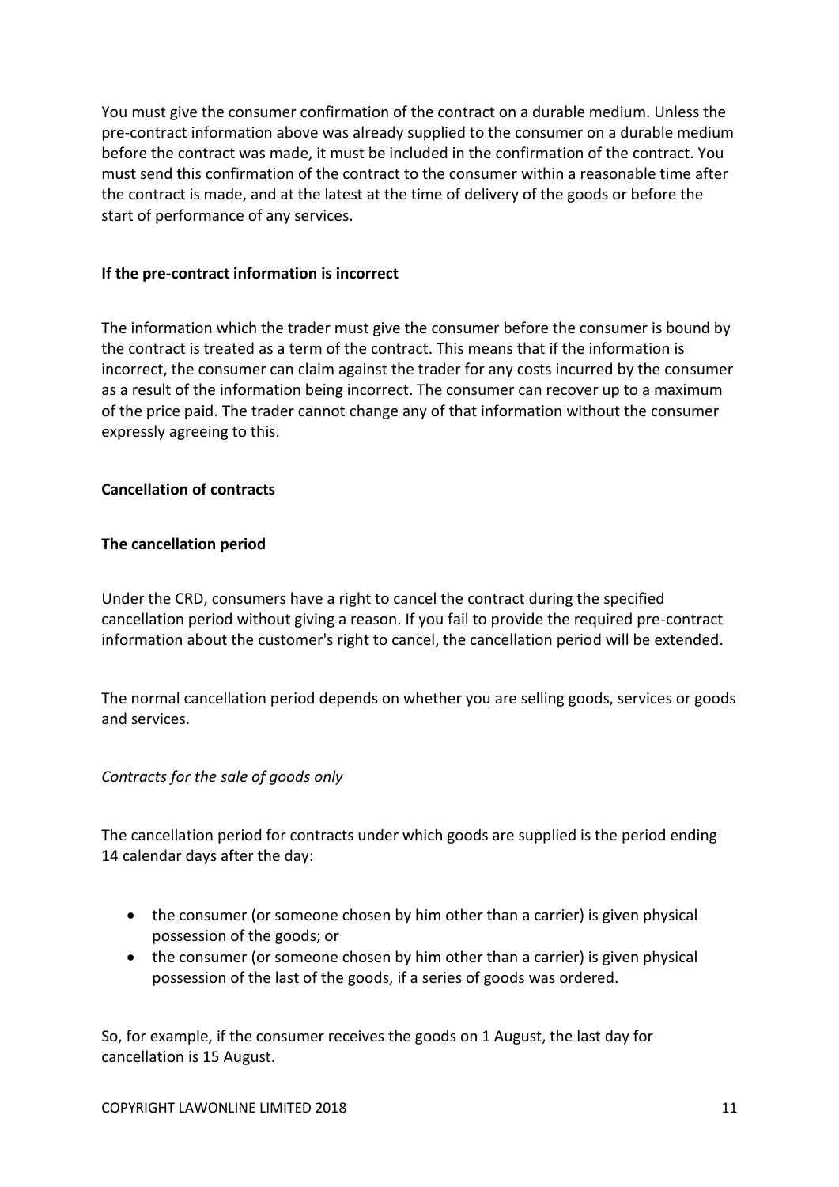You must give the consumer confirmation of the contract on a durable medium. Unless the pre-contract information above was already supplied to the consumer on a durable medium before the contract was made, it must be included in the confirmation of the contract. You must send this confirmation of the contract to the consumer within a reasonable time after the contract is made, and at the latest at the time of delivery of the goods or before the start of performance of any services.

**If the pre-contract information is incorrect**

The information which the trader must give the consumer before the consumer is bound by the contract is treated as a term of the contract. This means that if the information is incorrect, the consumer can claim against the trader for any costs incurred by the consumer as a result of the information being incorrect. The consumer can recover up to a maximum of the price paid. The trader cannot change any of that information without the consumer expressly agreeing to this.

**Cancellation of contracts**

**The cancellation period**

Under the CRD, consumers have a right to cancel the contract during the specified cancellation period without giving a reason. If you fail to provide the required pre-contract information about the customer's right to cancel, the cancellation period will be extended.

The normal cancellation period depends on whether you are selling goods, services or goods and services.

*Contracts for the sale of goods only*

The cancellation period for contracts under which goods are supplied is the period ending 14 calendar days after the day:

- the consumer (or someone chosen by him other than a carrier) is given physical possession of the goods; or
- the consumer (or someone chosen by him other than a carrier) is given physical possession of the last of the goods, if a series of goods was ordered.

So, for example, if the consumer receives the goods on 1 August, the last day for cancellation is 15 August.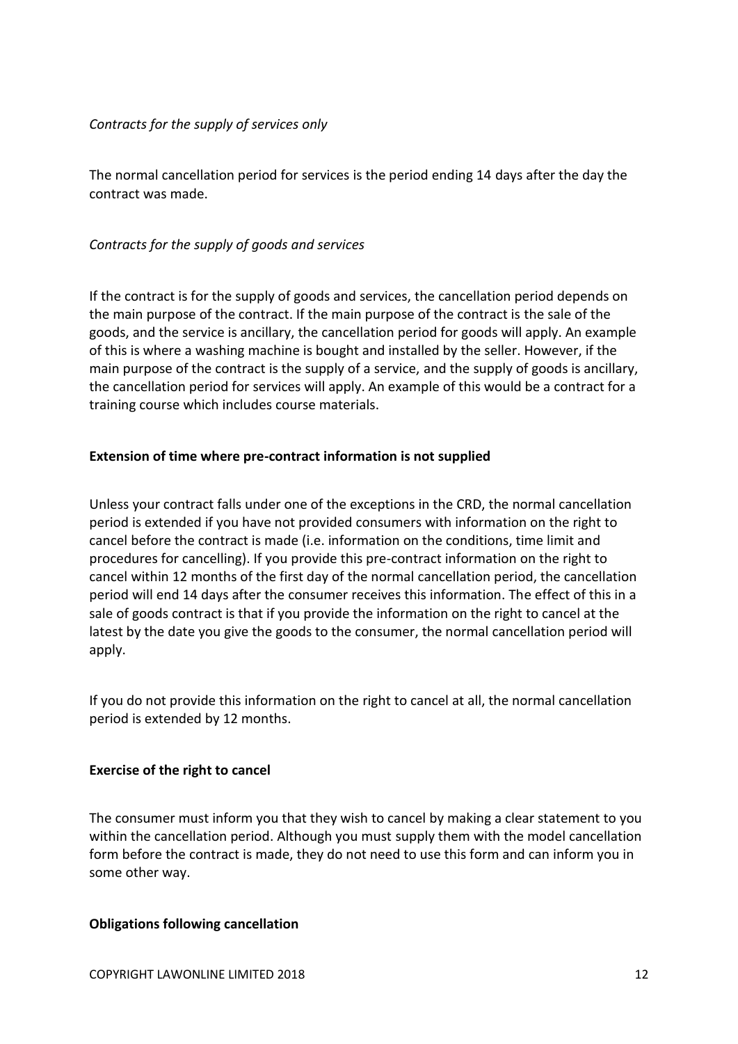*Contracts for the supply of services only*

The normal cancellation period for services is the period ending 14 days after the day the contract was made.

*Contracts for the supply of goods and services*

If the contract is for the supply of goods and services, the cancellation period depends on the main purpose of the contract. If the main purpose of the contract is the sale of the goods, and the service is ancillary, the cancellation period for goods will apply. An example of this is where a washing machine is bought and installed by the seller. However, if the main purpose of the contract is the supply of a service, and the supply of goods is ancillary, the cancellation period for services will apply. An example of this would be a contract for a training course which includes course materials.

**Extension of time where pre-contract information is not supplied**

Unless your contract falls under one of the exceptions in the CRD, the normal cancellation period is extended if you have not provided consumers with information on the right to cancel before the contract is made (i.e. information on the conditions, time limit and procedures for cancelling). If you provide this pre-contract information on the right to cancel within 12 months of the first day of the normal cancellation period, the cancellation period will end 14 days after the consumer receives this information. The effect of this in a sale of goods contract is that if you provide the information on the right to cancel at the latest by the date you give the goods to the consumer, the normal cancellation period will apply.

If you do not provide this information on the right to cancel at all, the normal cancellation period is extended by 12 months.

**Exercise of the right to cancel**

The consumer must inform you that they wish to cancel by making a clear statement to you within the cancellation period. Although you must supply them with the model cancellation form before the contract is made, they do not need to use this form and can inform you in some other way.

**Obligations following cancellation**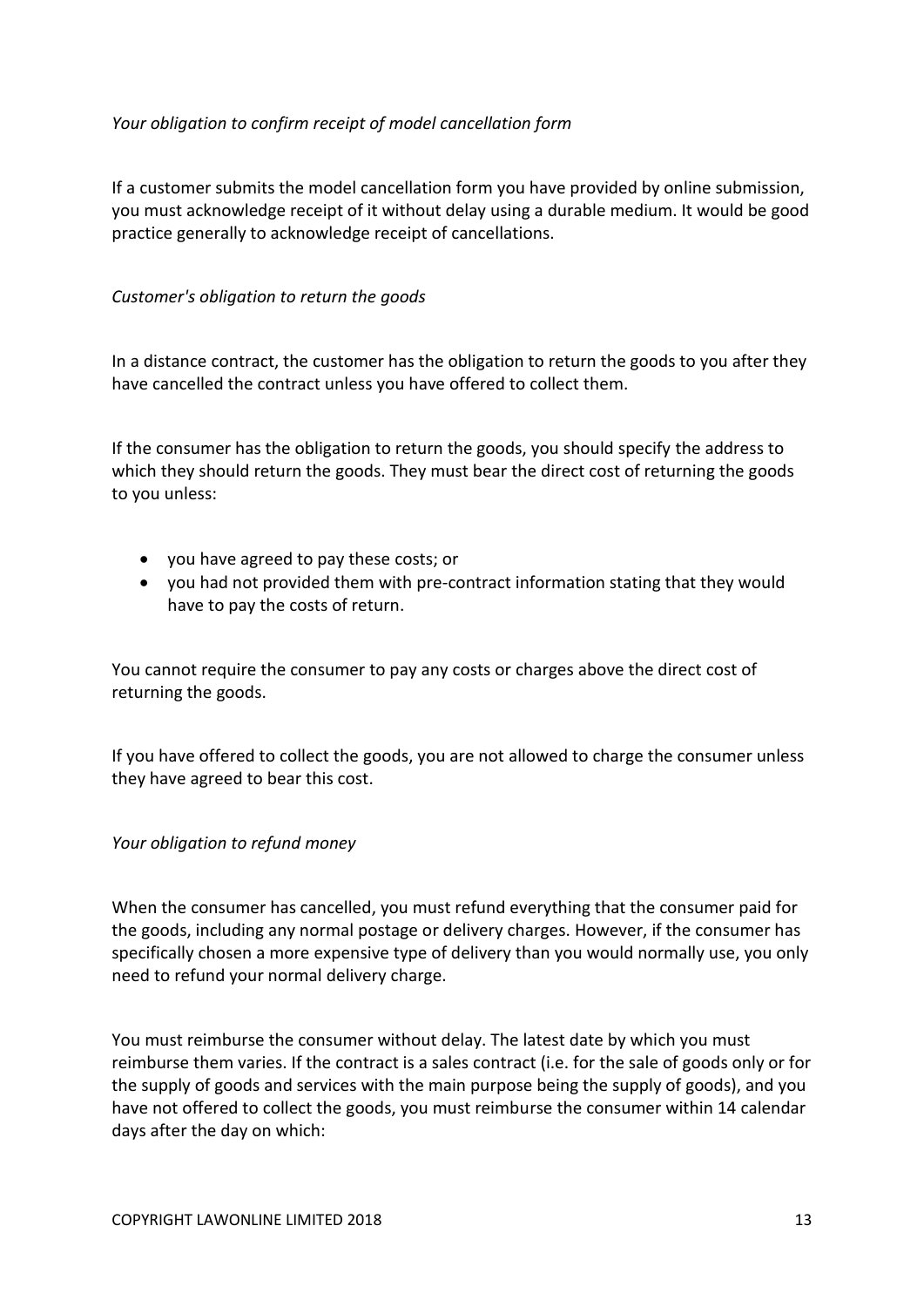*Your obligation to confirm receipt of model cancellation form*

If a customer submits the model cancellation form you have provided by online submission, you must acknowledge receipt of it without delay using a durable medium. It would be good practice generally to acknowledge receipt of cancellations.

*Customer's obligation to return the goods*

In a distance contract, the customer has the obligation to return the goods to you after they have cancelled the contract unless you have offered to collect them.

If the consumer has the obligation to return the goods, you should specify the address to which they should return the goods. They must bear the direct cost of returning the goods to you unless:

- you have agreed to pay these costs; or
- you had not provided them with pre-contract information stating that they would have to pay the costs of return.

You cannot require the consumer to pay any costs or charges above the direct cost of returning the goods.

If you have offered to collect the goods, you are not allowed to charge the consumer unless they have agreed to bear this cost.

*Your obligation to refund money*

When the consumer has cancelled, you must refund everything that the consumer paid for the goods, including any normal postage or delivery charges. However, if the consumer has specifically chosen a more expensive type of delivery than you would normally use, you only need to refund your normal delivery charge.

You must reimburse the consumer without delay. The latest date by which you must reimburse them varies. If the contract is a sales contract (i.e. for the sale of goods only or for the supply of goods and services with the main purpose being the supply of goods), and you have not offered to collect the goods, you must reimburse the consumer within 14 calendar days after the day on which: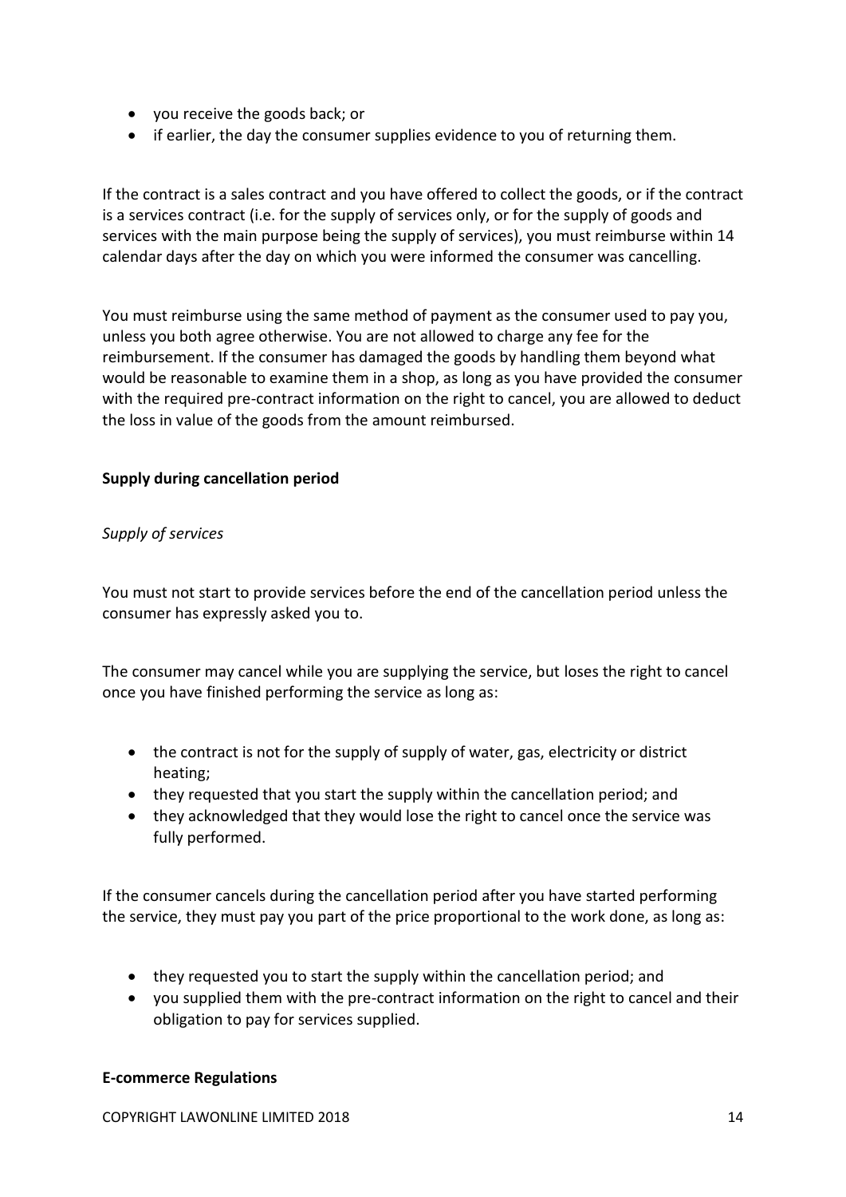- you receive the goods back; or
- if earlier, the day the consumer supplies evidence to you of returning them.

If the contract is a sales contract and you have offered to collect the goods, or if the contract is a services contract (i.e. for the supply of services only, or for the supply of goods and services with the main purpose being the supply of services), you must reimburse within 14 calendar days after the day on which you were informed the consumer was cancelling.

You must reimburse using the same method of payment as the consumer used to pay you, unless you both agree otherwise. You are not allowed to charge any fee for the reimbursement. If the consumer has damaged the goods by handling them beyond what would be reasonable to examine them in a shop, as long as you have provided the consumer with the required pre-contract information on the right to cancel, you are allowed to deduct the loss in value of the goods from the amount reimbursed.

**Supply during cancellation period**

*Supply of services*

You must not start to provide services before the end of the cancellation period unless the consumer has expressly asked you to.

The consumer may cancel while you are supplying the service, but loses the right to cancel once you have finished performing the service as long as:

- the contract is not for the supply of supply of water, gas, electricity or district heating;
- they requested that you start the supply within the cancellation period; and
- they acknowledged that they would lose the right to cancel once the service was fully performed.

If the consumer cancels during the cancellation period after you have started performing the service, they must pay you part of the price proportional to the work done, as long as:

- they requested you to start the supply within the cancellation period; and
- you supplied them with the pre-contract information on the right to cancel and their obligation to pay for services supplied.

**E-commerce Regulations**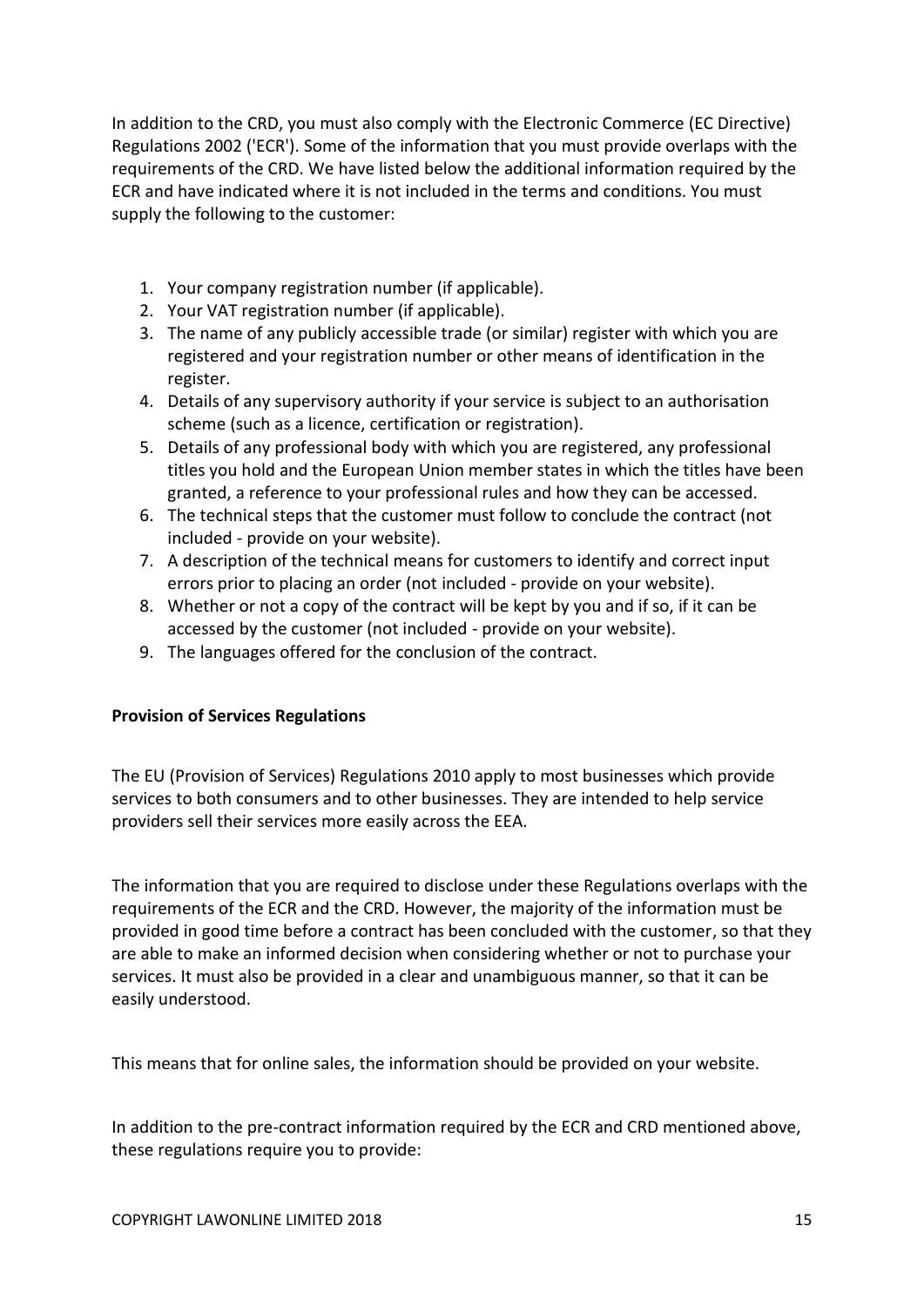In addition to the CRD, you must also comply with the Electronic Commerce (EC Directive) Regulations 2002 ('ECR'). Some of the information that you must provide overlaps with the requirements of the CRD. We have listed below the additional information required by the ECR and have indicated where it is not included in the terms and conditions. You must supply the following to the customer:

1. Your company registration number (if applicable).
2. Your VAT registration number (if applicable).
3. The name of any publicly accessible trade (or similar) register with which you are registered and your registration number or other means of identification in the register.
4. Details of any supervisory authority if your service is subject to an authorisation scheme (such as a licence, certification or registration).
5. Details of any professional body with which you are registered, any professional titles you hold and the European Union member states in which the titles have been granted, a reference to your professional rules and how they can be accessed.
6. The technical steps that the customer must follow to conclude the contract (not included - provide on your website).
7. A description of the technical means for customers to identify and correct input errors prior to placing an order (not included - provide on your website).
8. Whether or not a copy of the contract will be kept by you and if so, if it can be accessed by the customer (not included - provide on your website).
9. The languages offered for the conclusion of the contract.

**Provision of Services Regulations**

The EU (Provision of Services) Regulations 2010 apply to most businesses which provide services to both consumers and to other businesses. They are intended to help service providers sell their services more easily across the EEA.

The information that you are required to disclose under these Regulations overlaps with the requirements of the ECR and the CRD. However, the majority of the information must be provided in good time before a contract has been concluded with the customer, so that they are able to make an informed decision when considering whether or not to purchase your services. It must also be provided in a clear and unambiguous manner, so that it can be easily understood.

This means that for online sales, the information should be provided on your website.

In addition to the pre-contract information required by the ECR and CRD mentioned above, these regulations require you to provide: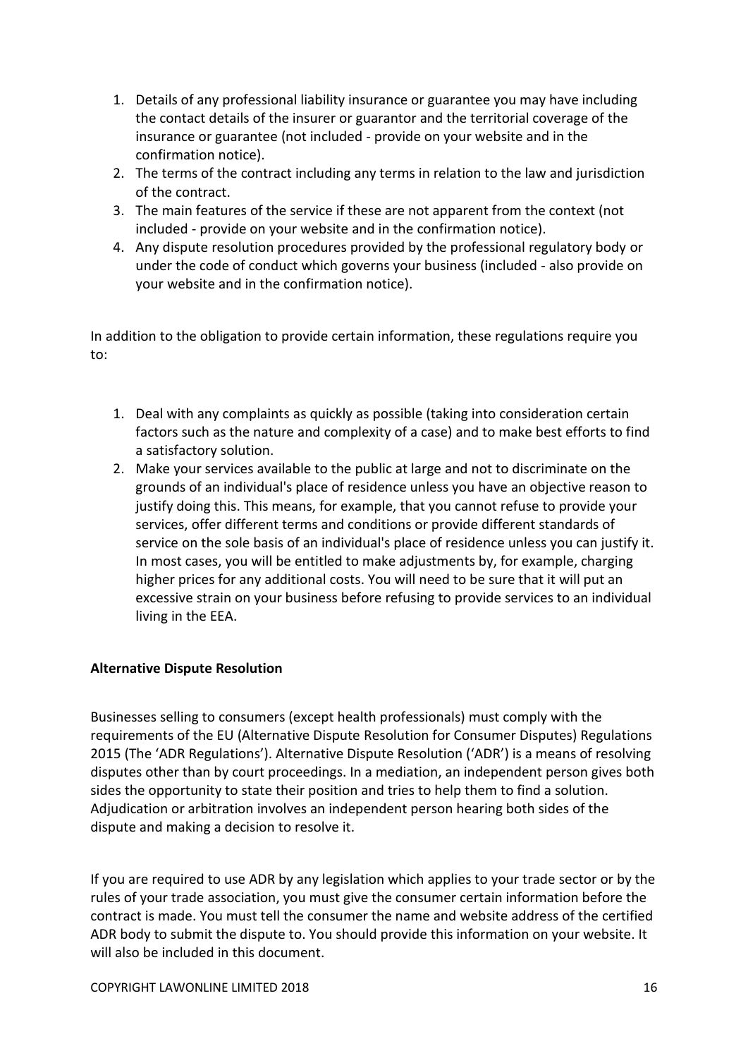1. Details of any professional liability insurance or guarantee you may have including the contact details of the insurer or guarantor and the territorial coverage of the insurance or guarantee (not included - provide on your website and in the confirmation notice).
2. The terms of the contract including any terms in relation to the law and jurisdiction of the contract.
3. The main features of the service if these are not apparent from the context (not included - provide on your website and in the confirmation notice).
4. Any dispute resolution procedures provided by the professional regulatory body or under the code of conduct which governs your business (included - also provide on your website and in the confirmation notice).

In addition to the obligation to provide certain information, these regulations require you to:

1. Deal with any complaints as quickly as possible (taking into consideration certain factors such as the nature and complexity of a case) and to make best efforts to find a satisfactory solution.
2. Make your services available to the public at large and not to discriminate on the grounds of an individual's place of residence unless you have an objective reason to justify doing this. This means, for example, that you cannot refuse to provide your services, offer different terms and conditions or provide different standards of service on the sole basis of an individual's place of residence unless you can justify it. In most cases, you will be entitled to make adjustments by, for example, charging higher prices for any additional costs. You will need to be sure that it will put an excessive strain on your business before refusing to provide services to an individual living in the EEA.

**Alternative Dispute Resolution**

Businesses selling to consumers (except health professionals) must comply with the requirements of the EU (Alternative Dispute Resolution for Consumer Disputes) Regulations 2015 (The 'ADR Regulations'). Alternative Dispute Resolution ('ADR') is a means of resolving disputes other than by court proceedings. In a mediation, an independent person gives both sides the opportunity to state their position and tries to help them to find a solution. Adjudication or arbitration involves an independent person hearing both sides of the dispute and making a decision to resolve it.

If you are required to use ADR by any legislation which applies to your trade sector or by the rules of your trade association, you must give the consumer certain information before the contract is made. You must tell the consumer the name and website address of the certified ADR body to submit the dispute to. You should provide this information on your website. It will also be included in this document.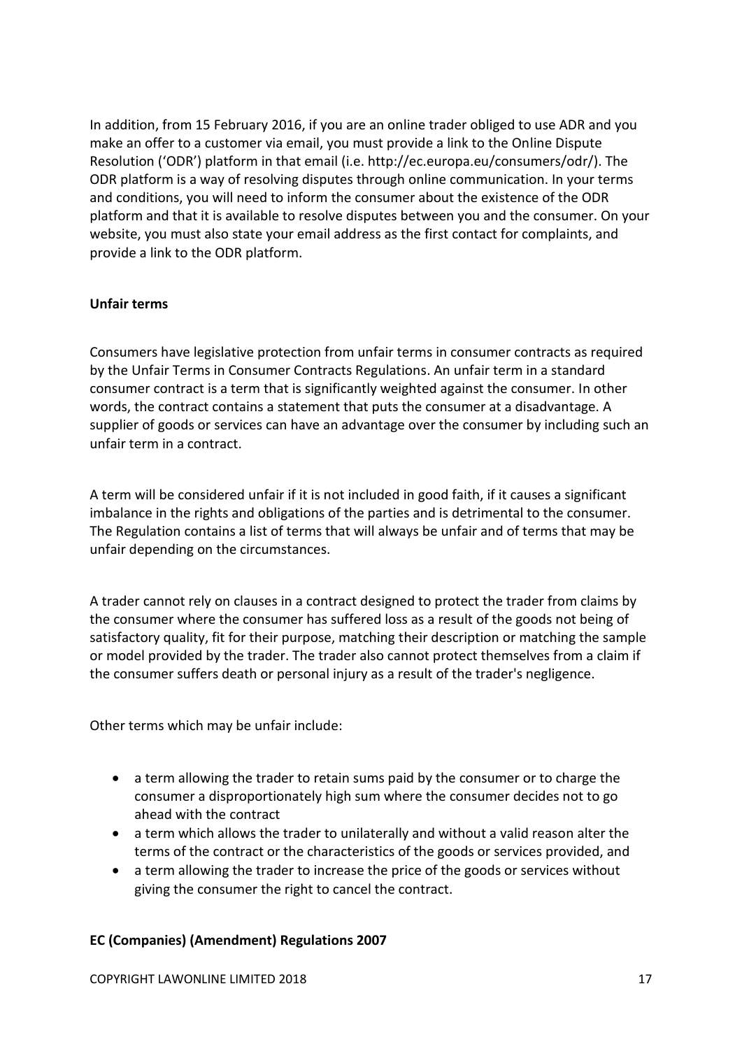In addition, from 15 February 2016, if you are an online trader obliged to use ADR and you make an offer to a customer via email, you must provide a link to the Online Dispute Resolution ('ODR') platform in that email (i.e. http://ec.europa.eu/consumers/odr/). The ODR platform is a way of resolving disputes through online communication. In your terms and conditions, you will need to inform the consumer about the existence of the ODR platform and that it is available to resolve disputes between you and the consumer. On your website, you must also state your email address as the first contact for complaints, and provide a link to the ODR platform.

**Unfair terms**

Consumers have legislative protection from unfair terms in consumer contracts as required by the Unfair Terms in Consumer Contracts Regulations. An unfair term in a standard consumer contract is a term that is significantly weighted against the consumer. In other words, the contract contains a statement that puts the consumer at a disadvantage. A supplier of goods or services can have an advantage over the consumer by including such an unfair term in a contract.

A term will be considered unfair if it is not included in good faith, if it causes a significant imbalance in the rights and obligations of the parties and is detrimental to the consumer. The Regulation contains a list of terms that will always be unfair and of terms that may be unfair depending on the circumstances.

A trader cannot rely on clauses in a contract designed to protect the trader from claims by the consumer where the consumer has suffered loss as a result of the goods not being of satisfactory quality, fit for their purpose, matching their description or matching the sample or model provided by the trader. The trader also cannot protect themselves from a claim if the consumer suffers death or personal injury as a result of the trader's negligence.

Other terms which may be unfair include:

- a term allowing the trader to retain sums paid by the consumer or to charge the consumer a disproportionately high sum where the consumer decides not to go ahead with the contract
- a term which allows the trader to unilaterally and without a valid reason alter the terms of the contract or the characteristics of the goods or services provided, and
- a term allowing the trader to increase the price of the goods or services without giving the consumer the right to cancel the contract.

**EC (Companies) (Amendment) Regulations 2007**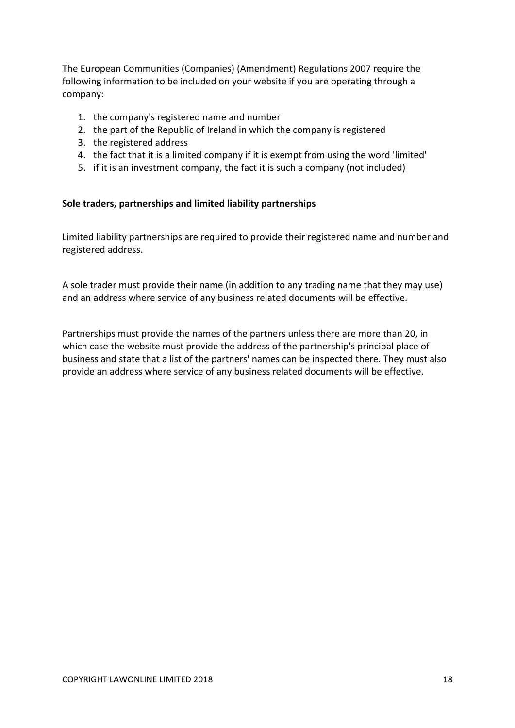The European Communities (Companies) (Amendment) Regulations 2007 require the following information to be included on your website if you are operating through a company:

1. the company's registered name and number
2. the part of the Republic of Ireland in which the company is registered
3. the registered address
4. the fact that it is a limited company if it is exempt from using the word 'limited'
5. if it is an investment company, the fact it is such a company (not included)

**Sole traders, partnerships and limited liability partnerships**

Limited liability partnerships are required to provide their registered name and number and registered address.

A sole trader must provide their name (in addition to any trading name that they may use) and an address where service of any business related documents will be effective.

Partnerships must provide the names of the partners unless there are more than 20, in which case the website must provide the address of the partnership's principal place of business and state that a list of the partners' names can be inspected there. They must also provide an address where service of any business related documents will be effective.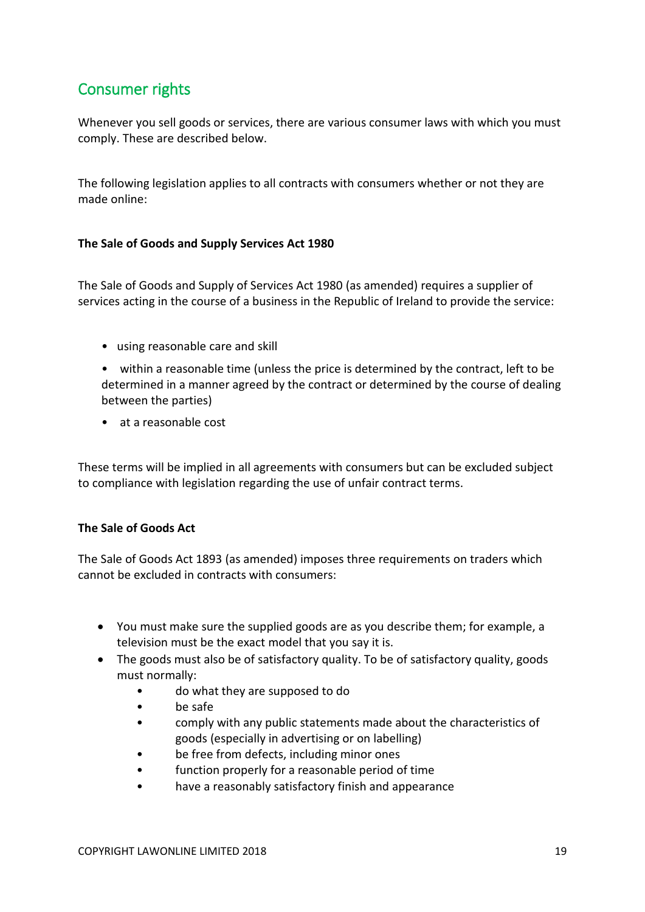## Consumer rights

Whenever you sell goods or services, there are various consumer laws with which you must comply. These are described below.

The following legislation applies to all contracts with consumers whether or not they are made online:

**The Sale of Goods and Supply Services Act 1980**

The Sale of Goods and Supply of Services Act 1980 (as amended) requires a supplier of services acting in the course of a business in the Republic of Ireland to provide the service:

- using reasonable care and skill
- within a reasonable time (unless the price is determined by the contract, left to be determined in a manner agreed by the contract or determined by the course of dealing between the parties)
- at a reasonable cost

These terms will be implied in all agreements with consumers but can be excluded subject to compliance with legislation regarding the use of unfair contract terms.

**The Sale of Goods Act**

The Sale of Goods Act 1893 (as amended) imposes three requirements on traders which cannot be excluded in contracts with consumers:

- You must make sure the supplied goods are as you describe them; for example, a television must be the exact model that you say it is.
- The goods must also be of satisfactory quality. To be of satisfactory quality, goods must normally:
    - do what they are supposed to do
    - be safe
    - comply with any public statements made about the characteristics of goods (especially in advertising or on labelling)
    - be free from defects, including minor ones
    - function properly for a reasonable period of time
    - have a reasonably satisfactory finish and appearance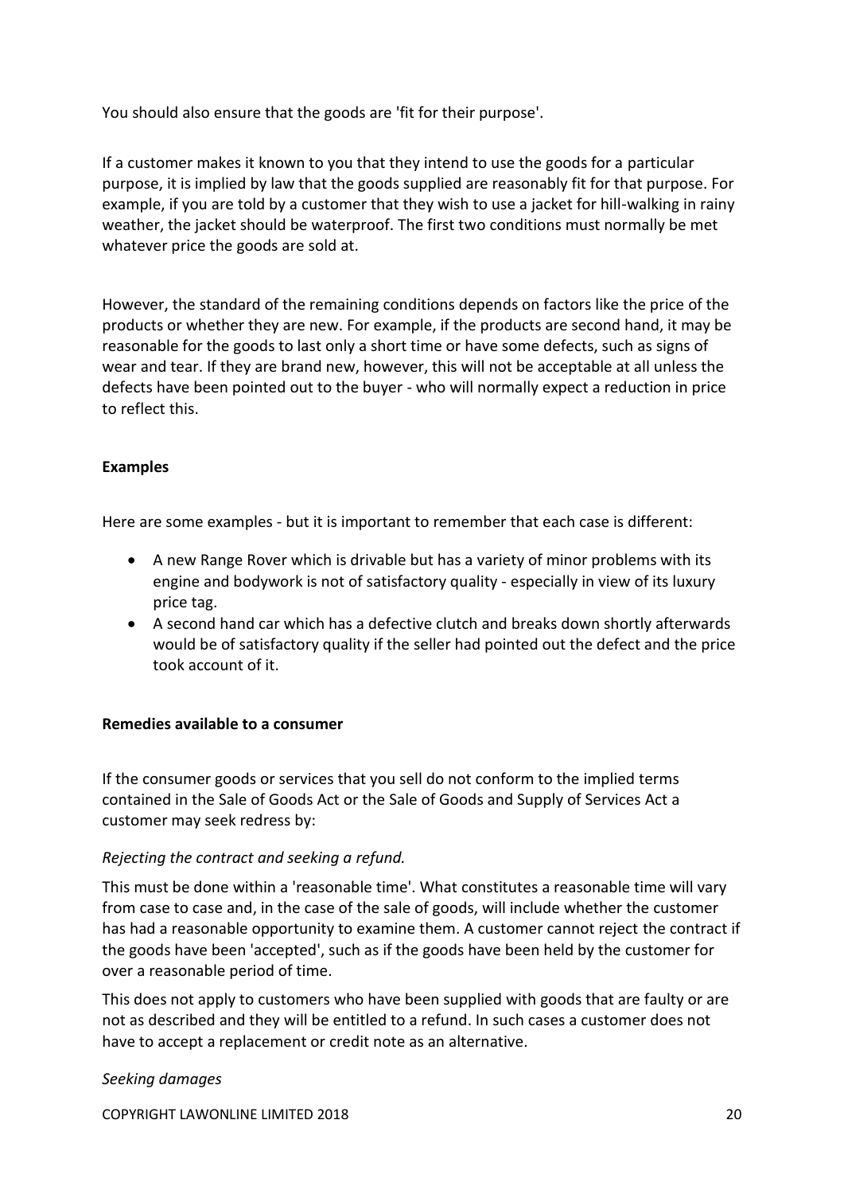You should also ensure that the goods are 'fit for their purpose'.

If a customer makes it known to you that they intend to use the goods for a particular purpose, it is implied by law that the goods supplied are reasonably fit for that purpose. For example, if you are told by a customer that they wish to use a jacket for hill-walking in rainy weather, the jacket should be waterproof. The first two conditions must normally be met whatever price the goods are sold at.

However, the standard of the remaining conditions depends on factors like the price of the products or whether they are new. For example, if the products are second hand, it may be reasonable for the goods to last only a short time or have some defects, such as signs of wear and tear. If they are brand new, however, this will not be acceptable at all unless the defects have been pointed out to the buyer - who will normally expect a reduction in price to reflect this.

**Examples**

Here are some examples - but it is important to remember that each case is different:

- A new Range Rover which is drivable but has a variety of minor problems with its engine and bodywork is not of satisfactory quality - especially in view of its luxury price tag.
- A second hand car which has a defective clutch and breaks down shortly afterwards would be of satisfactory quality if the seller had pointed out the defect and the price took account of it.

**Remedies available to a consumer**

If the consumer goods or services that you sell do not conform to the implied terms contained in the Sale of Goods Act or the Sale of Goods and Supply of Services Act a customer may seek redress by:

*Rejecting the contract and seeking a refund.*

This must be done within a 'reasonable time'. What constitutes a reasonable time will vary from case to case and, in the case of the sale of goods, will include whether the customer has had a reasonable opportunity to examine them. A customer cannot reject the contract if the goods have been 'accepted', such as if the goods have been held by the customer for over a reasonable period of time.

This does not apply to customers who have been supplied with goods that are faulty or are not as described and they will be entitled to a refund. In such cases a customer does not have to accept a replacement or credit note as an alternative.

*Seeking damages*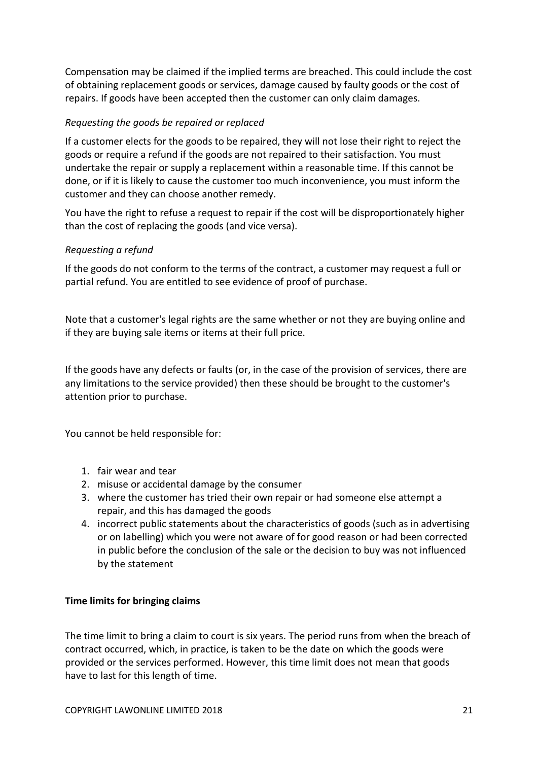Compensation may be claimed if the implied terms are breached. This could include the cost of obtaining replacement goods or services, damage caused by faulty goods or the cost of repairs. If goods have been accepted then the customer can only claim damages.

*Requesting the goods be repaired or replaced*

If a customer elects for the goods to be repaired, they will not lose their right to reject the goods or require a refund if the goods are not repaired to their satisfaction. You must undertake the repair or supply a replacement within a reasonable time. If this cannot be done, or if it is likely to cause the customer too much inconvenience, you must inform the customer and they can choose another remedy.

You have the right to refuse a request to repair if the cost will be disproportionately higher than the cost of replacing the goods (and vice versa).

*Requesting a refund*

If the goods do not conform to the terms of the contract, a customer may request a full or partial refund. You are entitled to see evidence of proof of purchase.

Note that a customer's legal rights are the same whether or not they are buying online and if they are buying sale items or items at their full price.

If the goods have any defects or faults (or, in the case of the provision of services, there are any limitations to the service provided) then these should be brought to the customer's attention prior to purchase.

You cannot be held responsible for:

1. fair wear and tear
2. misuse or accidental damage by the consumer
3. where the customer has tried their own repair or had someone else attempt a repair, and this has damaged the goods
4. incorrect public statements about the characteristics of goods (such as in advertising or on labelling) which you were not aware of for good reason or had been corrected in public before the conclusion of the sale or the decision to buy was not influenced by the statement

**Time limits for bringing claims**

The time limit to bring a claim to court is six years. The period runs from when the breach of contract occurred, which, in practice, is taken to be the date on which the goods were provided or the services performed. However, this time limit does not mean that goods have to last for this length of time.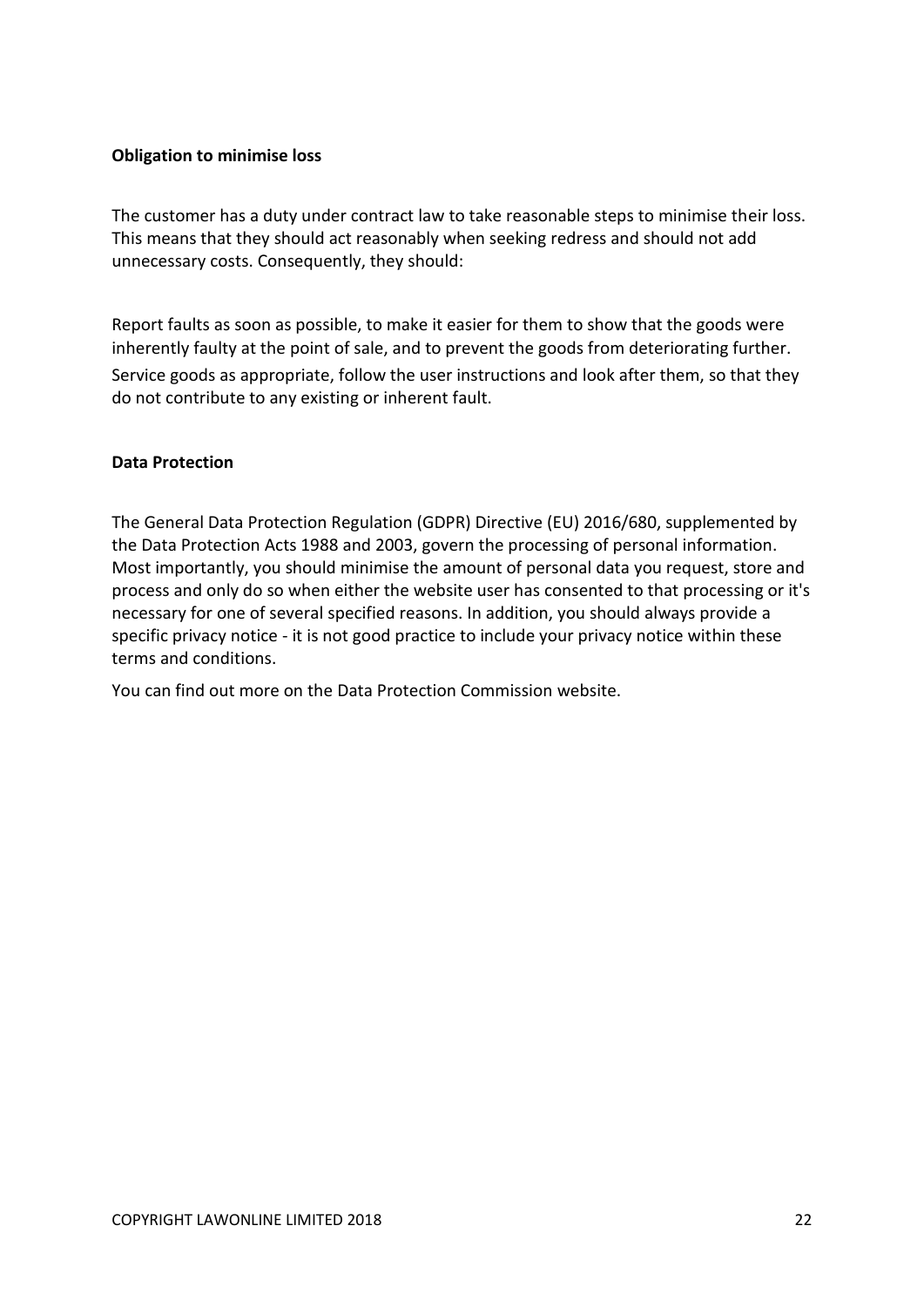**Obligation to minimise loss**

The customer has a duty under contract law to take reasonable steps to minimise their loss. This means that they should act reasonably when seeking redress and should not add unnecessary costs. Consequently, they should:

Report faults as soon as possible, to make it easier for them to show that the goods were inherently faulty at the point of sale, and to prevent the goods from deteriorating further.

Service goods as appropriate, follow the user instructions and look after them, so that they do not contribute to any existing or inherent fault.

**Data Protection**

The General Data Protection Regulation (GDPR) Directive (EU) 2016/680, supplemented by the Data Protection Acts 1988 and 2003, govern the processing of personal information. Most importantly, you should minimise the amount of personal data you request, store and process and only do so when either the website user has consented to that processing or it's necessary for one of several specified reasons. In addition, you should always provide a specific privacy notice - it is not good practice to include your privacy notice within these terms and conditions.

You can find out more on the Data Protection Commission website.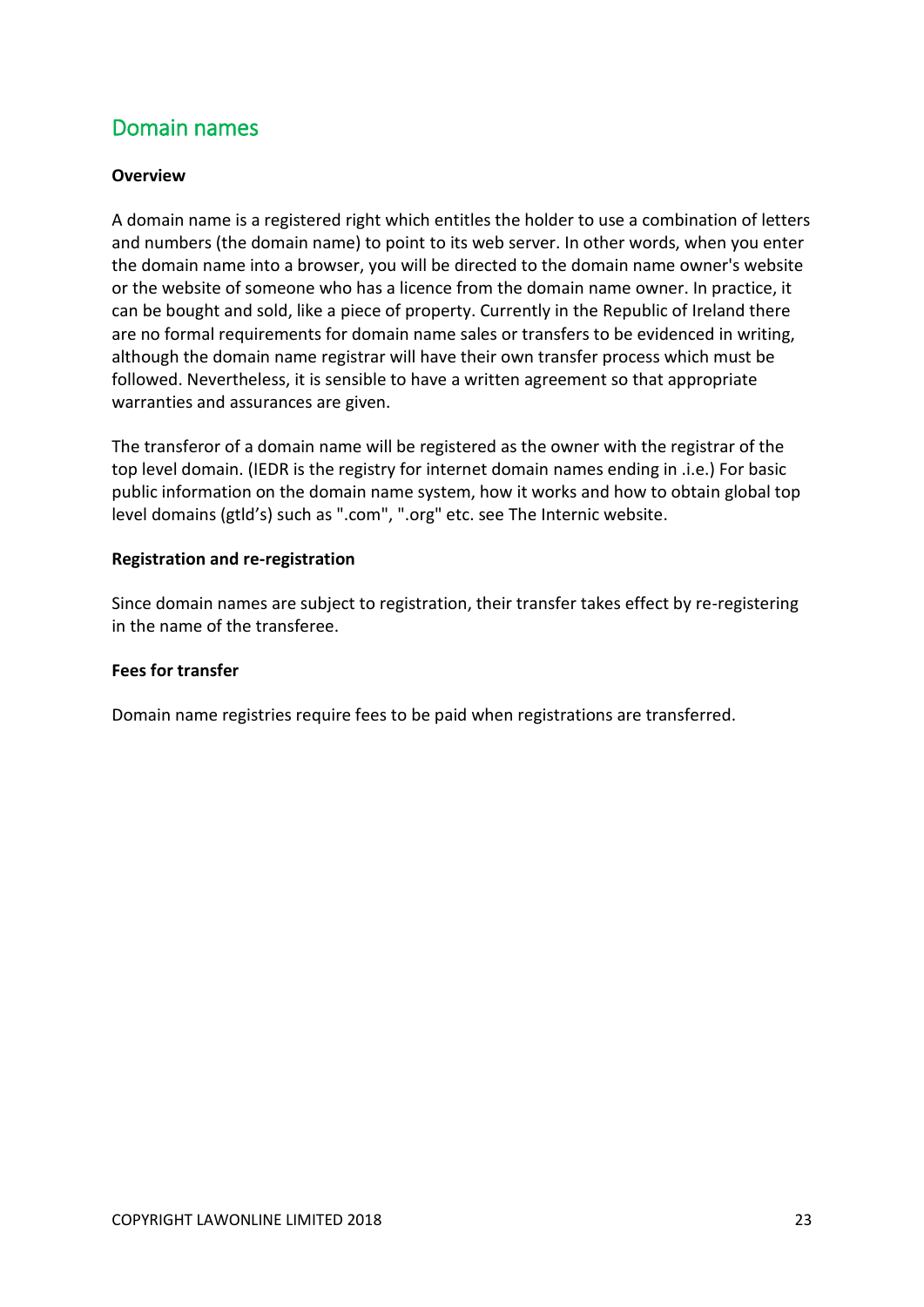## Domain names

**Overview**

A domain name is a registered right which entitles the holder to use a combination of letters and numbers (the domain name) to point to its web server. In other words, when you enter the domain name into a browser, you will be directed to the domain name owner's website or the website of someone who has a licence from the domain name owner. In practice, it can be bought and sold, like a piece of property. Currently in the Republic of Ireland there are no formal requirements for domain name sales or transfers to be evidenced in writing, although the domain name registrar will have their own transfer process which must be followed. Nevertheless, it is sensible to have a written agreement so that appropriate warranties and assurances are given.

The transferor of a domain name will be registered as the owner with the registrar of the top level domain. (IEDR is the registry for internet domain names ending in .i.e.) For basic public information on the domain name system, how it works and how to obtain global top level domains (gtld's) such as ".com", ".org" etc. see The Internic website.

**Registration and re-registration**

Since domain names are subject to registration, their transfer takes effect by re-registering in the name of the transferee.

**Fees for transfer**

Domain name registries require fees to be paid when registrations are transferred.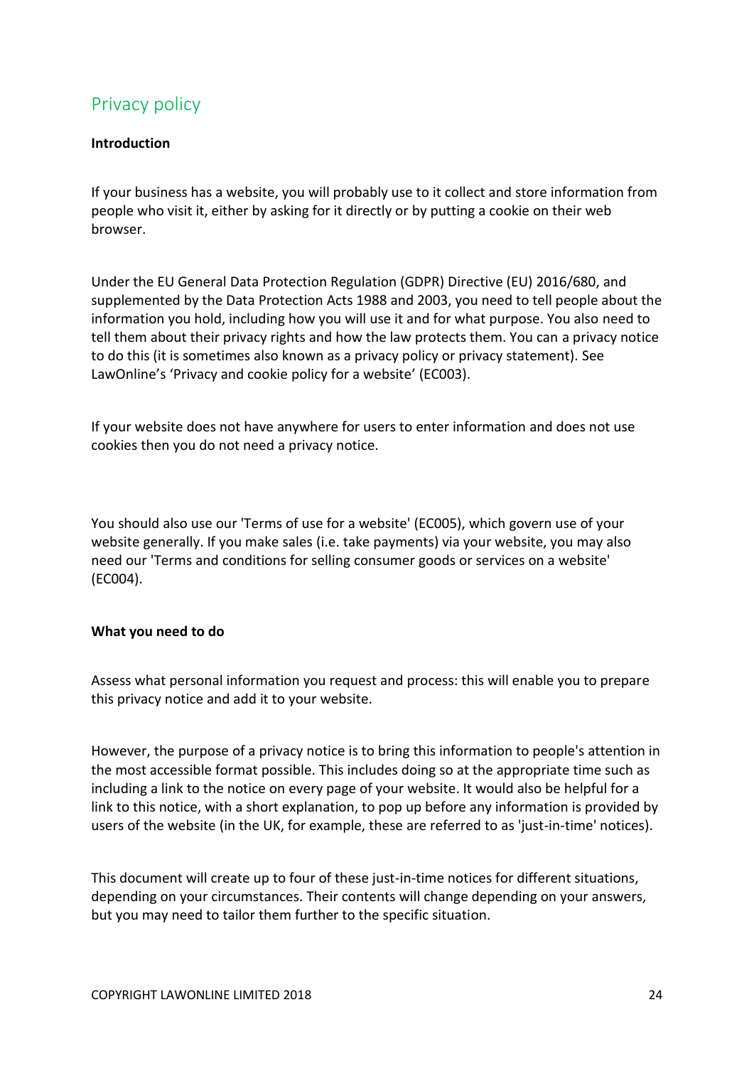# Privacy policy

**Introduction**

If your business has a website, you will probably use to it collect and store information from people who visit it, either by asking for it directly or by putting a cookie on their web browser.

Under the EU General Data Protection Regulation (GDPR) Directive (EU) 2016/680, and supplemented by the Data Protection Acts 1988 and 2003, you need to tell people about the information you hold, including how you will use it and for what purpose. You also need to tell them about their privacy rights and how the law protects them. You can a privacy notice to do this (it is sometimes also known as a privacy policy or privacy statement). See LawOnline's 'Privacy and cookie policy for a website' (EC003).

If your website does not have anywhere for users to enter information and does not use cookies then you do not need a privacy notice.

You should also use our 'Terms of use for a website' (EC005), which govern use of your website generally. If you make sales (i.e. take payments) via your website, you may also need our 'Terms and conditions for selling consumer goods or services on a website' (EC004).

**What you need to do**

Assess what personal information you request and process: this will enable you to prepare this privacy notice and add it to your website.

However, the purpose of a privacy notice is to bring this information to people's attention in the most accessible format possible. This includes doing so at the appropriate time such as including a link to the notice on every page of your website. It would also be helpful for a link to this notice, with a short explanation, to pop up before any information is provided by users of the website (in the UK, for example, these are referred to as 'just-in-time' notices).

This document will create up to four of these just-in-time notices for different situations, depending on your circumstances. Their contents will change depending on your answers, but you may need to tailor them further to the specific situation.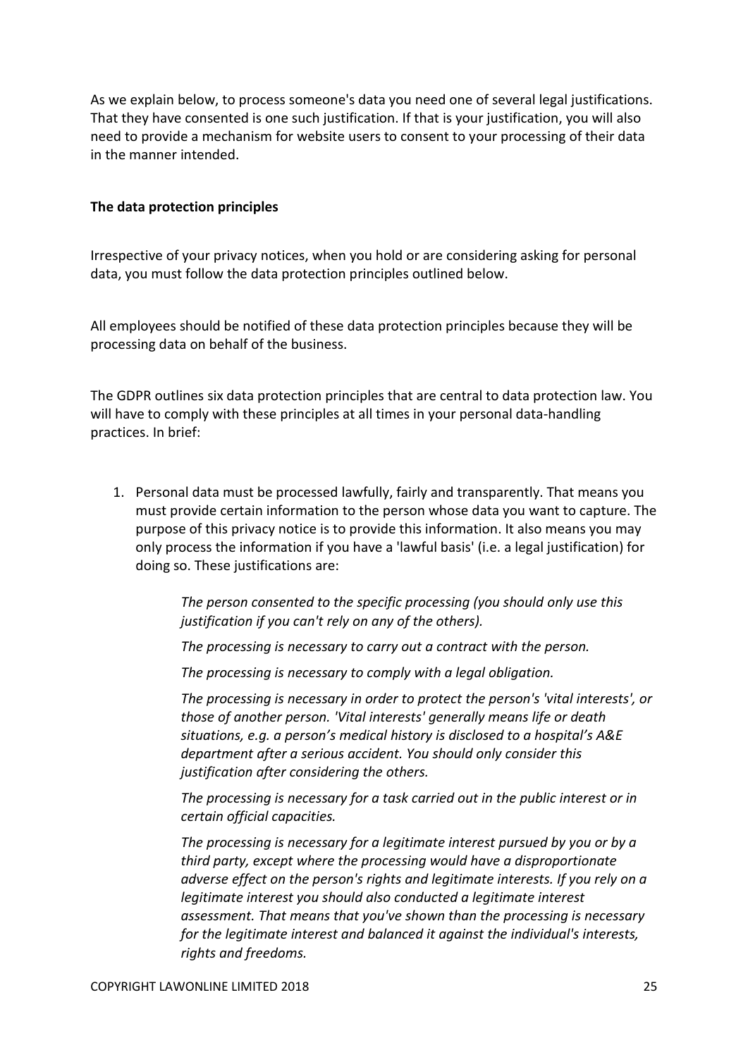As we explain below, to process someone's data you need one of several legal justifications. That they have consented is one such justification. If that is your justification, you will also need to provide a mechanism for website users to consent to your processing of their data in the manner intended.

**The data protection principles**

Irrespective of your privacy notices, when you hold or are considering asking for personal data, you must follow the data protection principles outlined below.

All employees should be notified of these data protection principles because they will be processing data on behalf of the business.

The GDPR outlines six data protection principles that are central to data protection law. You will have to comply with these principles at all times in your personal data-handling practices. In brief:

1. Personal data must be processed lawfully, fairly and transparently. That means you must provide certain information to the person whose data you want to capture. The purpose of this privacy notice is to provide this information. It also means you may only process the information if you have a 'lawful basis' (i.e. a legal justification) for doing so. These justifications are:

    *The person consented to the specific processing (you should only use this justification if you can't rely on any of the others).*

    *The processing is necessary to carry out a contract with the person.*

    *The processing is necessary to comply with a legal obligation.*

    *The processing is necessary in order to protect the person's 'vital interests', or those of another person. 'Vital interests' generally means life or death situations, e.g. a person's medical history is disclosed to a hospital's A&E department after a serious accident. You should only consider this justification after considering the others.*

    *The processing is necessary for a task carried out in the public interest or in certain official capacities.*

    *The processing is necessary for a legitimate interest pursued by you or by a third party, except where the processing would have a disproportionate adverse effect on the person's rights and legitimate interests. If you rely on a legitimate interest you should also conducted a legitimate interest assessment. That means that you've shown than the processing is necessary for the legitimate interest and balanced it against the individual's interests, rights and freedoms.*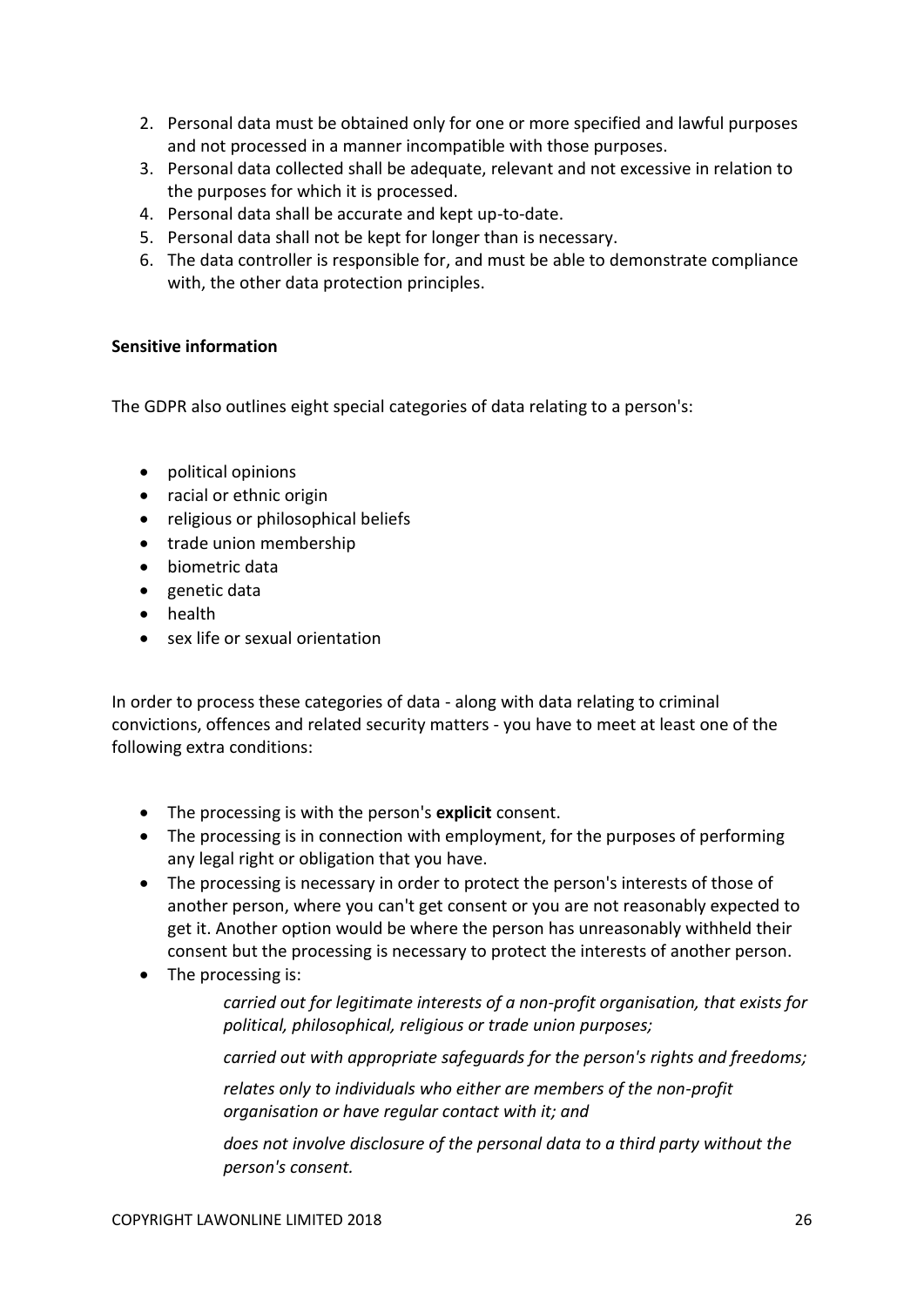2. Personal data must be obtained only for one or more specified and lawful purposes and not processed in a manner incompatible with those purposes.
3. Personal data collected shall be adequate, relevant and not excessive in relation to the purposes for which it is processed.
4. Personal data shall be accurate and kept up-to-date.
5. Personal data shall not be kept for longer than is necessary.
6. The data controller is responsible for, and must be able to demonstrate compliance with, the other data protection principles.

**Sensitive information**

The GDPR also outlines eight special categories of data relating to a person's:

- political opinions
- racial or ethnic origin
- religious or philosophical beliefs
- trade union membership
- biometric data
- genetic data
- health
- sex life or sexual orientation

In order to process these categories of data - along with data relating to criminal convictions, offences and related security matters - you have to meet at least one of the following extra conditions:

- The processing is with the person's **explicit** consent.
- The processing is in connection with employment, for the purposes of performing any legal right or obligation that you have.
- The processing is necessary in order to protect the person's interests of those of another person, where you can't get consent or you are not reasonably expected to get it. Another option would be where the person has unreasonably withheld their consent but the processing is necessary to protect the interests of another person.
- The processing is:

  *carried out for legitimate interests of a non-profit organisation, that exists for political, philosophical, religious or trade union purposes;*

  *carried out with appropriate safeguards for the person's rights and freedoms;*

  *relates only to individuals who either are members of the non-profit organisation or have regular contact with it; and*

  *does not involve disclosure of the personal data to a third party without the person's consent.*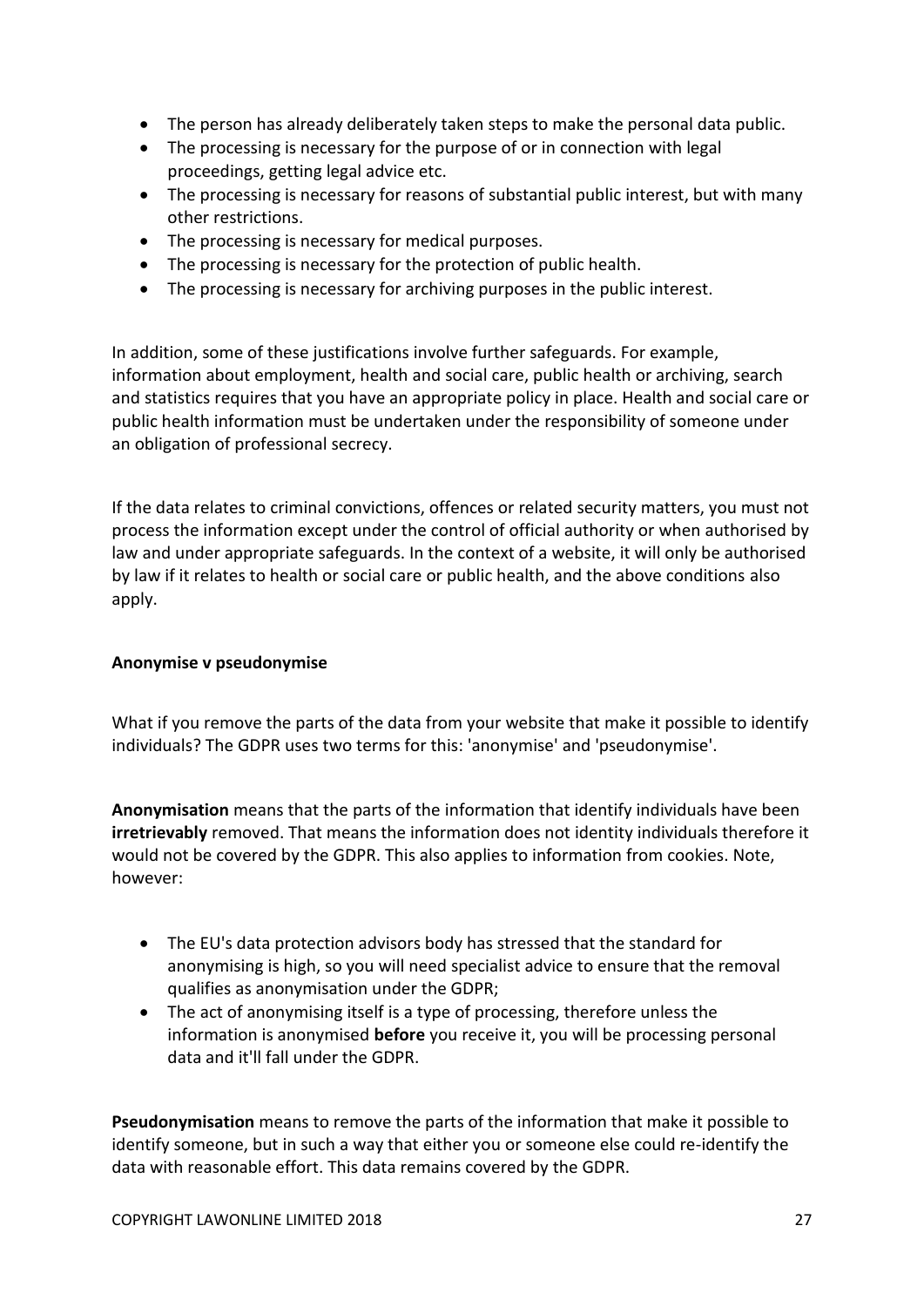- The person has already deliberately taken steps to make the personal data public.
- The processing is necessary for the purpose of or in connection with legal proceedings, getting legal advice etc.
- The processing is necessary for reasons of substantial public interest, but with many other restrictions.
- The processing is necessary for medical purposes.
- The processing is necessary for the protection of public health.
- The processing is necessary for archiving purposes in the public interest.

In addition, some of these justifications involve further safeguards. For example, information about employment, health and social care, public health or archiving, search and statistics requires that you have an appropriate policy in place. Health and social care or public health information must be undertaken under the responsibility of someone under an obligation of professional secrecy.

If the data relates to criminal convictions, offences or related security matters, you must not process the information except under the control of official authority or when authorised by law and under appropriate safeguards. In the context of a website, it will only be authorised by law if it relates to health or social care or public health, and the above conditions also apply.

**Anonymise v pseudonymise**

What if you remove the parts of the data from your website that make it possible to identify individuals? The GDPR uses two terms for this: 'anonymise' and 'pseudonymise'.

**Anonymisation** means that the parts of the information that identify individuals have been **irretrievably** removed. That means the information does not identity individuals therefore it would not be covered by the GDPR. This also applies to information from cookies. Note, however:

- The EU's data protection advisors body has stressed that the standard for anonymising is high, so you will need specialist advice to ensure that the removal qualifies as anonymisation under the GDPR;
- The act of anonymising itself is a type of processing, therefore unless the information is anonymised **before** you receive it, you will be processing personal data and it'll fall under the GDPR.

**Pseudonymisation** means to remove the parts of the information that make it possible to identify someone, but in such a way that either you or someone else could re-identify the data with reasonable effort. This data remains covered by the GDPR.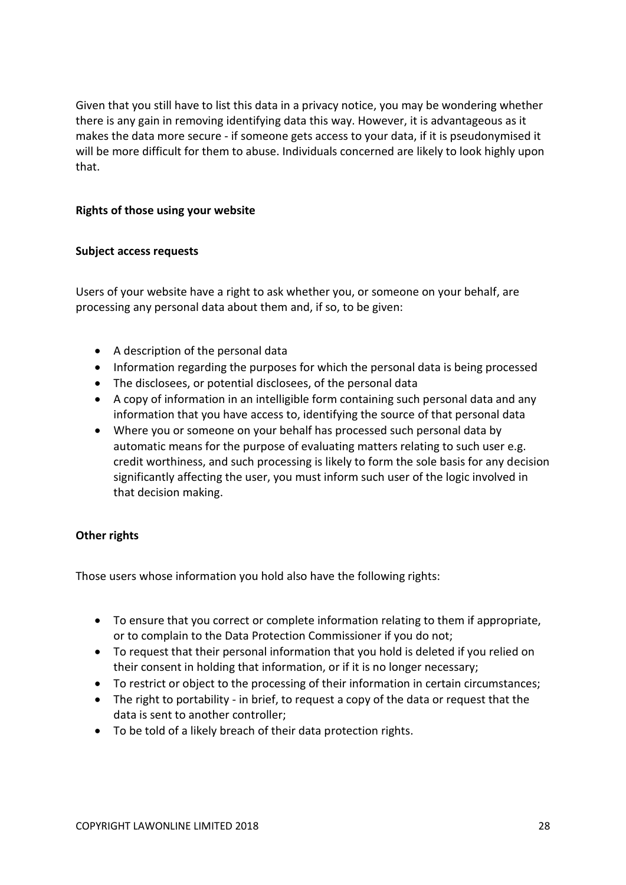Given that you still have to list this data in a privacy notice, you may be wondering whether there is any gain in removing identifying data this way. However, it is advantageous as it makes the data more secure - if someone gets access to your data, if it is pseudonymised it will be more difficult for them to abuse. Individuals concerned are likely to look highly upon that.

**Rights of those using your website**

**Subject access requests**

Users of your website have a right to ask whether you, or someone on your behalf, are processing any personal data about them and, if so, to be given:

- A description of the personal data
- Information regarding the purposes for which the personal data is being processed
- The disclosees, or potential disclosees, of the personal data
- A copy of information in an intelligible form containing such personal data and any information that you have access to, identifying the source of that personal data
- Where you or someone on your behalf has processed such personal data by automatic means for the purpose of evaluating matters relating to such user e.g. credit worthiness, and such processing is likely to form the sole basis for any decision significantly affecting the user, you must inform such user of the logic involved in that decision making.

**Other rights**

Those users whose information you hold also have the following rights:

- To ensure that you correct or complete information relating to them if appropriate, or to complain to the Data Protection Commissioner if you do not;
- To request that their personal information that you hold is deleted if you relied on their consent in holding that information, or if it is no longer necessary;
- To restrict or object to the processing of their information in certain circumstances;
- The right to portability - in brief, to request a copy of the data or request that the data is sent to another controller;
- To be told of a likely breach of their data protection rights.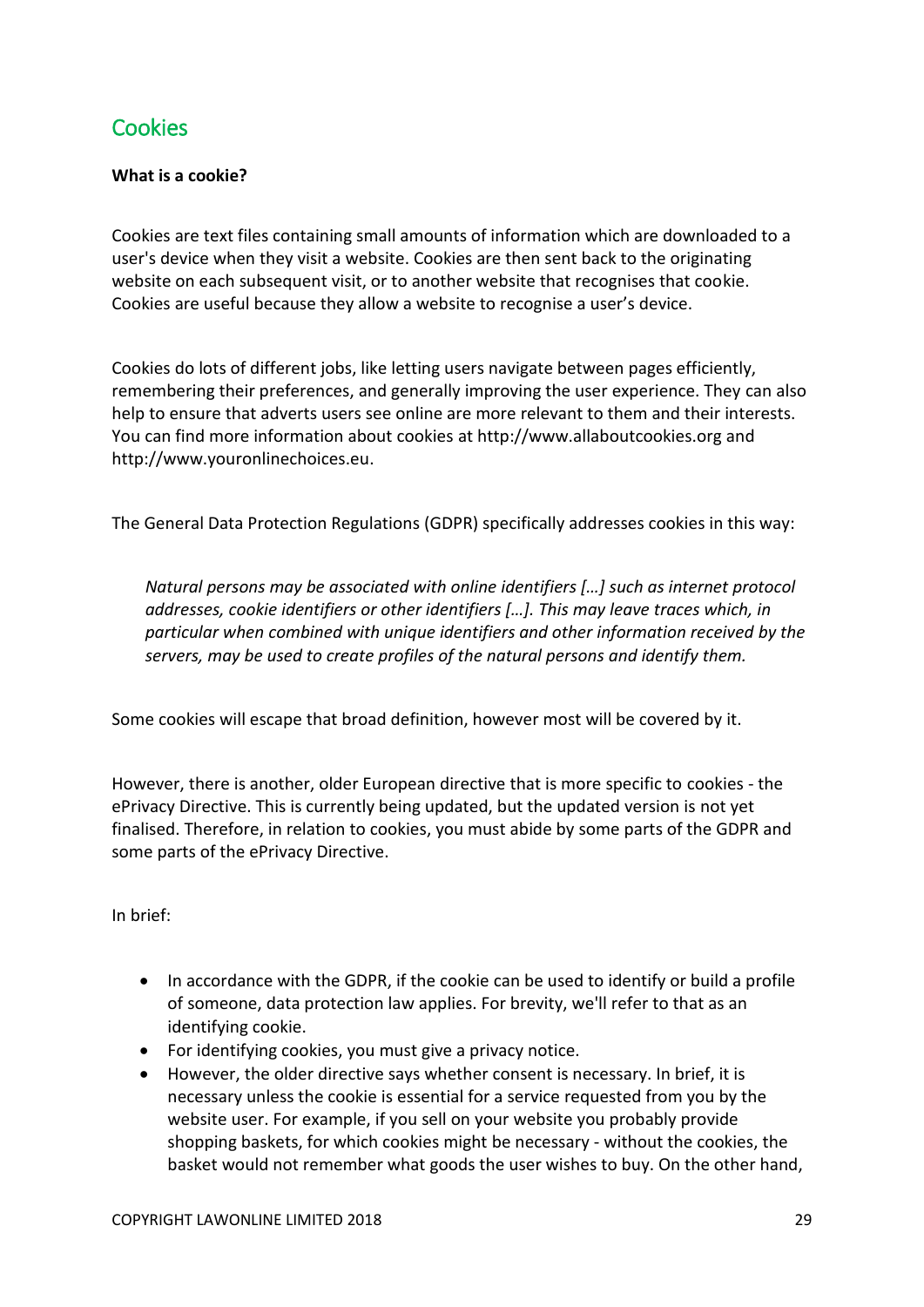## Cookies

**What is a cookie?**

Cookies are text files containing small amounts of information which are downloaded to a user's device when they visit a website. Cookies are then sent back to the originating website on each subsequent visit, or to another website that recognises that cookie. Cookies are useful because they allow a website to recognise a user's device.

Cookies do lots of different jobs, like letting users navigate between pages efficiently, remembering their preferences, and generally improving the user experience. They can also help to ensure that adverts users see online are more relevant to them and their interests. You can find more information about cookies at http://www.allaboutcookies.org and http://www.youronlinechoices.eu.

The General Data Protection Regulations (GDPR) specifically addresses cookies in this way:

> *Natural persons may be associated with online identifiers […] such as internet protocol addresses, cookie identifiers or other identifiers […]. This may leave traces which, in particular when combined with unique identifiers and other information received by the servers, may be used to create profiles of the natural persons and identify them.*

Some cookies will escape that broad definition, however most will be covered by it.

However, there is another, older European directive that is more specific to cookies - the ePrivacy Directive. This is currently being updated, but the updated version is not yet finalised. Therefore, in relation to cookies, you must abide by some parts of the GDPR and some parts of the ePrivacy Directive.

In brief:

- In accordance with the GDPR, if the cookie can be used to identify or build a profile of someone, data protection law applies. For brevity, we'll refer to that as an identifying cookie.
- For identifying cookies, you must give a privacy notice.
- However, the older directive says whether consent is necessary. In brief, it is necessary unless the cookie is essential for a service requested from you by the website user. For example, if you sell on your website you probably provide shopping baskets, for which cookies might be necessary - without the cookies, the basket would not remember what goods the user wishes to buy. On the other hand,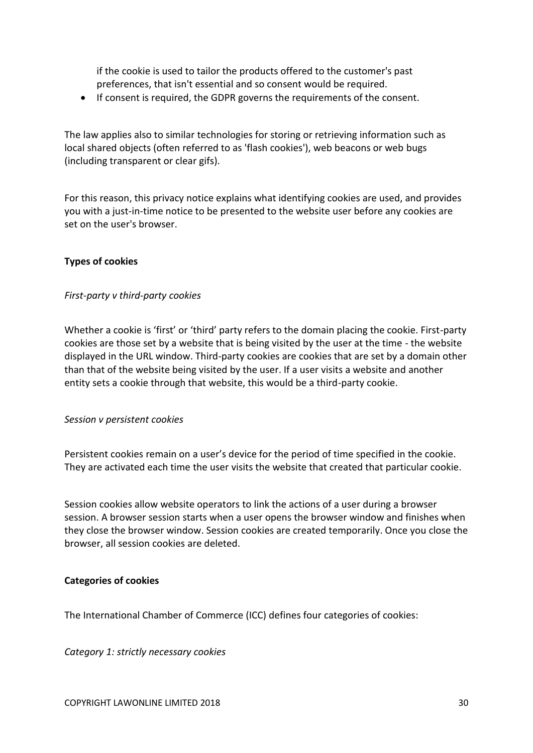if the cookie is used to tailor the products offered to the customer's past preferences, that isn't essential and so consent would be required.

- If consent is required, the GDPR governs the requirements of the consent.

The law applies also to similar technologies for storing or retrieving information such as local shared objects (often referred to as 'flash cookies'), web beacons or web bugs (including transparent or clear gifs).

For this reason, this privacy notice explains what identifying cookies are used, and provides you with a just-in-time notice to be presented to the website user before any cookies are set on the user's browser.

**Types of cookies**

*First-party v third-party cookies*

Whether a cookie is 'first' or 'third' party refers to the domain placing the cookie. First-party cookies are those set by a website that is being visited by the user at the time - the website displayed in the URL window. Third-party cookies are cookies that are set by a domain other than that of the website being visited by the user. If a user visits a website and another entity sets a cookie through that website, this would be a third-party cookie.

*Session v persistent cookies*

Persistent cookies remain on a user's device for the period of time specified in the cookie. They are activated each time the user visits the website that created that particular cookie.

Session cookies allow website operators to link the actions of a user during a browser session. A browser session starts when a user opens the browser window and finishes when they close the browser window. Session cookies are created temporarily. Once you close the browser, all session cookies are deleted.

**Categories of cookies**

The International Chamber of Commerce (ICC) defines four categories of cookies:

*Category 1: strictly necessary cookies*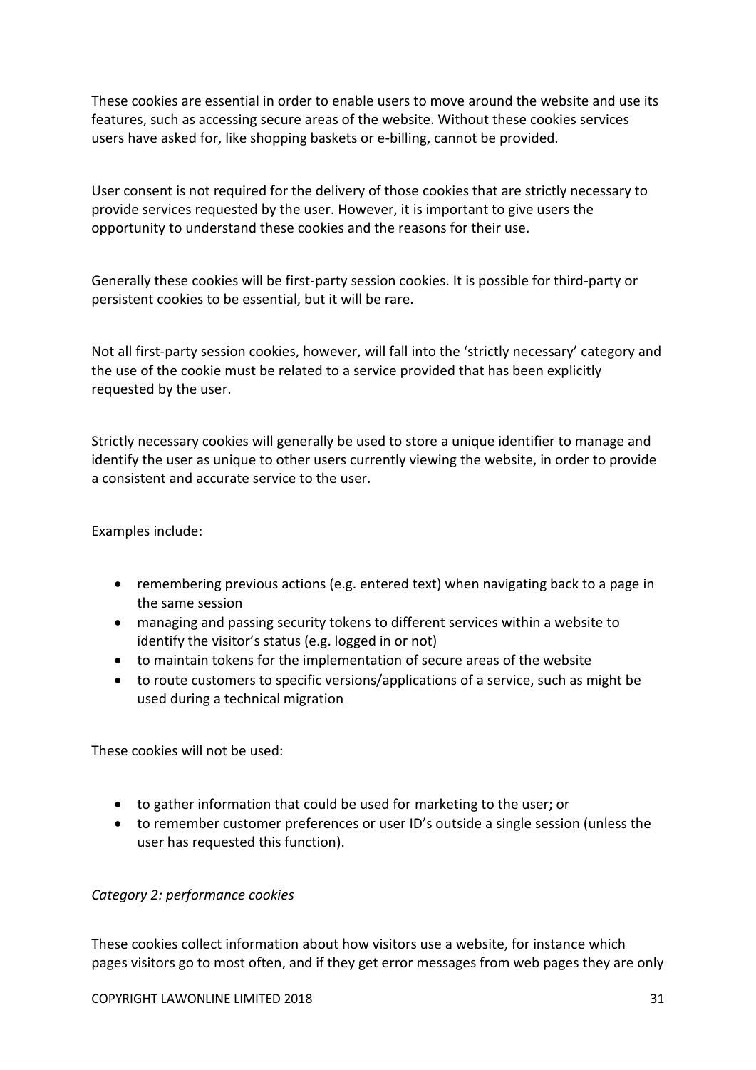These cookies are essential in order to enable users to move around the website and use its features, such as accessing secure areas of the website. Without these cookies services users have asked for, like shopping baskets or e-billing, cannot be provided.

User consent is not required for the delivery of those cookies that are strictly necessary to provide services requested by the user. However, it is important to give users the opportunity to understand these cookies and the reasons for their use.

Generally these cookies will be first-party session cookies. It is possible for third-party or persistent cookies to be essential, but it will be rare.

Not all first-party session cookies, however, will fall into the 'strictly necessary' category and the use of the cookie must be related to a service provided that has been explicitly requested by the user.

Strictly necessary cookies will generally be used to store a unique identifier to manage and identify the user as unique to other users currently viewing the website, in order to provide a consistent and accurate service to the user.

Examples include:

- remembering previous actions (e.g. entered text) when navigating back to a page in the same session
- managing and passing security tokens to different services within a website to identify the visitor's status (e.g. logged in or not)
- to maintain tokens for the implementation of secure areas of the website
- to route customers to specific versions/applications of a service, such as might be used during a technical migration

These cookies will not be used:

- to gather information that could be used for marketing to the user; or
- to remember customer preferences or user ID's outside a single session (unless the user has requested this function).

*Category 2: performance cookies*

These cookies collect information about how visitors use a website, for instance which pages visitors go to most often, and if they get error messages from web pages they are only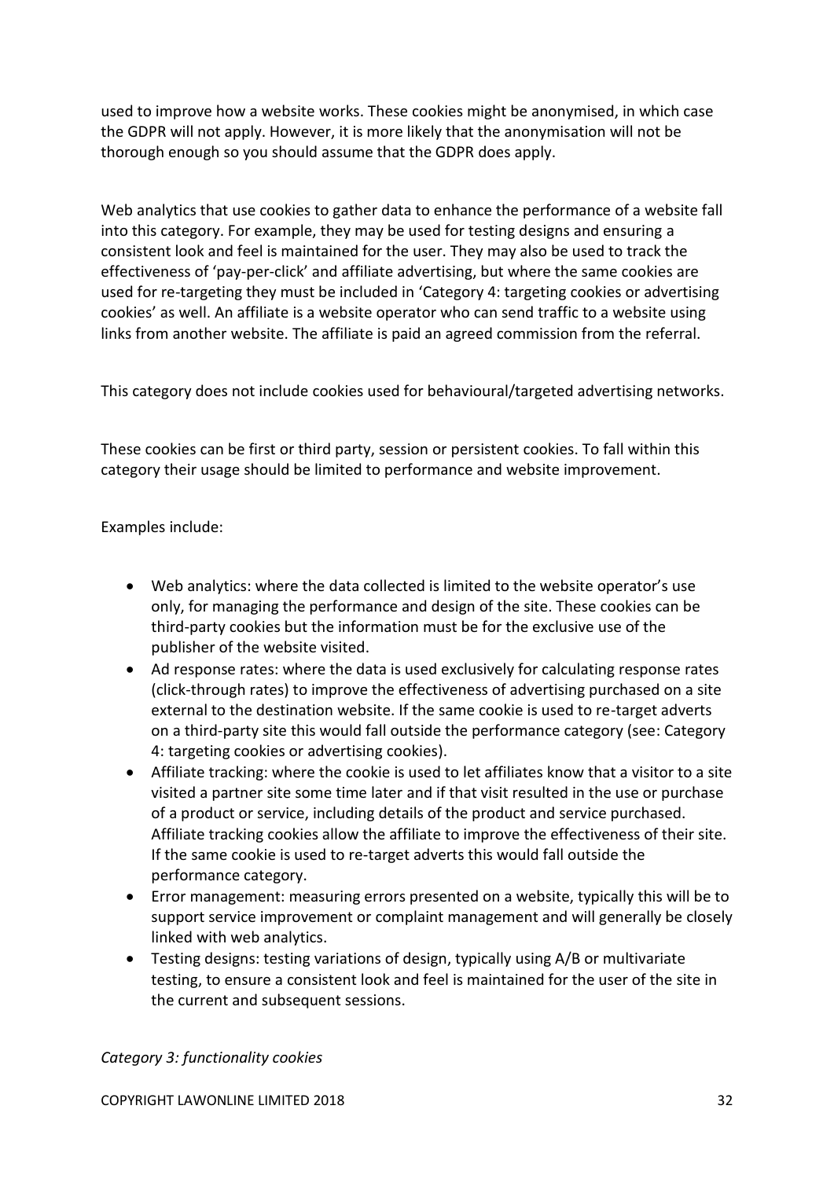used to improve how a website works. These cookies might be anonymised, in which case the GDPR will not apply. However, it is more likely that the anonymisation will not be thorough enough so you should assume that the GDPR does apply.

Web analytics that use cookies to gather data to enhance the performance of a website fall into this category. For example, they may be used for testing designs and ensuring a consistent look and feel is maintained for the user. They may also be used to track the effectiveness of 'pay-per-click' and affiliate advertising, but where the same cookies are used for re-targeting they must be included in 'Category 4: targeting cookies or advertising cookies' as well. An affiliate is a website operator who can send traffic to a website using links from another website. The affiliate is paid an agreed commission from the referral.

This category does not include cookies used for behavioural/targeted advertising networks.

These cookies can be first or third party, session or persistent cookies. To fall within this category their usage should be limited to performance and website improvement.

Examples include:

- Web analytics: where the data collected is limited to the website operator's use only, for managing the performance and design of the site. These cookies can be third-party cookies but the information must be for the exclusive use of the publisher of the website visited.
- Ad response rates: where the data is used exclusively for calculating response rates (click-through rates) to improve the effectiveness of advertising purchased on a site external to the destination website. If the same cookie is used to re-target adverts on a third-party site this would fall outside the performance category (see: Category 4: targeting cookies or advertising cookies).
- Affiliate tracking: where the cookie is used to let affiliates know that a visitor to a site visited a partner site some time later and if that visit resulted in the use or purchase of a product or service, including details of the product and service purchased. Affiliate tracking cookies allow the affiliate to improve the effectiveness of their site. If the same cookie is used to re-target adverts this would fall outside the performance category.
- Error management: measuring errors presented on a website, typically this will be to support service improvement or complaint management and will generally be closely linked with web analytics.
- Testing designs: testing variations of design, typically using A/B or multivariate testing, to ensure a consistent look and feel is maintained for the user of the site in the current and subsequent sessions.

*Category 3: functionality cookies*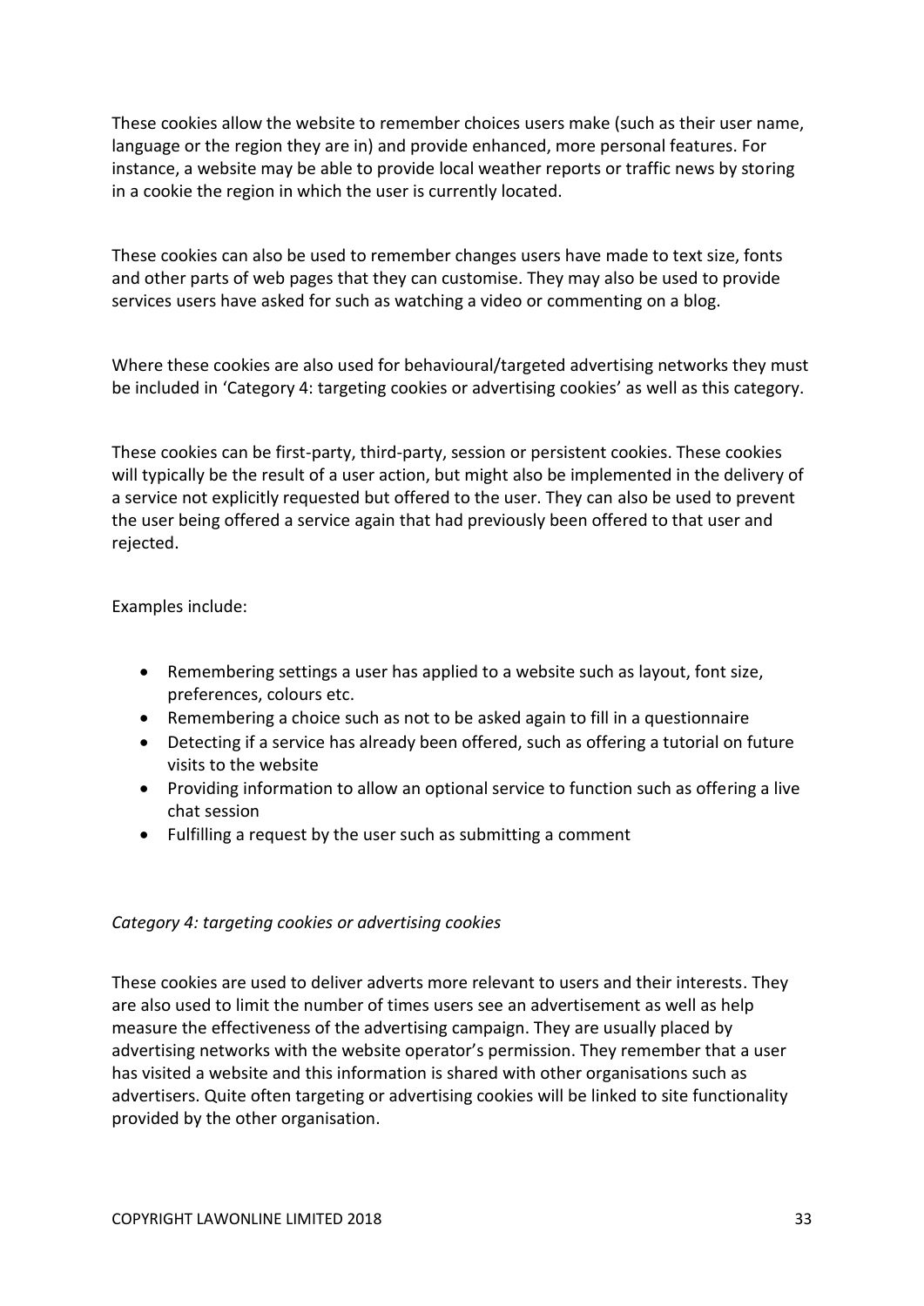These cookies allow the website to remember choices users make (such as their user name, language or the region they are in) and provide enhanced, more personal features. For instance, a website may be able to provide local weather reports or traffic news by storing in a cookie the region in which the user is currently located.

These cookies can also be used to remember changes users have made to text size, fonts and other parts of web pages that they can customise. They may also be used to provide services users have asked for such as watching a video or commenting on a blog.

Where these cookies are also used for behavioural/targeted advertising networks they must be included in 'Category 4: targeting cookies or advertising cookies' as well as this category.

These cookies can be first-party, third-party, session or persistent cookies. These cookies will typically be the result of a user action, but might also be implemented in the delivery of a service not explicitly requested but offered to the user. They can also be used to prevent the user being offered a service again that had previously been offered to that user and rejected.

Examples include:

- Remembering settings a user has applied to a website such as layout, font size, preferences, colours etc.
- Remembering a choice such as not to be asked again to fill in a questionnaire
- Detecting if a service has already been offered, such as offering a tutorial on future visits to the website
- Providing information to allow an optional service to function such as offering a live chat session
- Fulfilling a request by the user such as submitting a comment

*Category 4: targeting cookies or advertising cookies*

These cookies are used to deliver adverts more relevant to users and their interests. They are also used to limit the number of times users see an advertisement as well as help measure the effectiveness of the advertising campaign. They are usually placed by advertising networks with the website operator's permission. They remember that a user has visited a website and this information is shared with other organisations such as advertisers. Quite often targeting or advertising cookies will be linked to site functionality provided by the other organisation.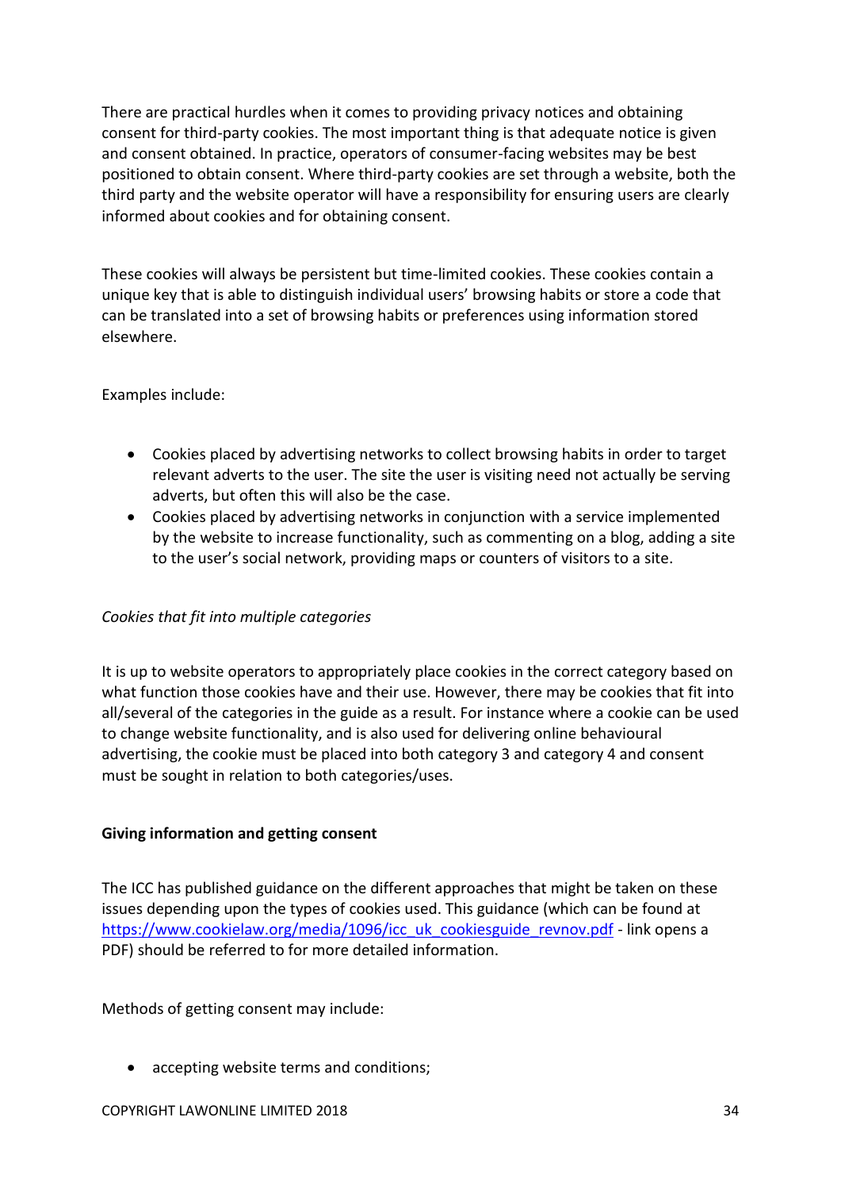There are practical hurdles when it comes to providing privacy notices and obtaining consent for third-party cookies. The most important thing is that adequate notice is given and consent obtained. In practice, operators of consumer-facing websites may be best positioned to obtain consent. Where third-party cookies are set through a website, both the third party and the website operator will have a responsibility for ensuring users are clearly informed about cookies and for obtaining consent.

These cookies will always be persistent but time-limited cookies. These cookies contain a unique key that is able to distinguish individual users' browsing habits or store a code that can be translated into a set of browsing habits or preferences using information stored elsewhere.

Examples include:

- Cookies placed by advertising networks to collect browsing habits in order to target relevant adverts to the user. The site the user is visiting need not actually be serving adverts, but often this will also be the case.
- Cookies placed by advertising networks in conjunction with a service implemented by the website to increase functionality, such as commenting on a blog, adding a site to the user's social network, providing maps or counters of visitors to a site.

*Cookies that fit into multiple categories*

It is up to website operators to appropriately place cookies in the correct category based on what function those cookies have and their use. However, there may be cookies that fit into all/several of the categories in the guide as a result. For instance where a cookie can be used to change website functionality, and is also used for delivering online behavioural advertising, the cookie must be placed into both category 3 and category 4 and consent must be sought in relation to both categories/uses.

**Giving information and getting consent**

The ICC has published guidance on the different approaches that might be taken on these issues depending upon the types of cookies used. This guidance (which can be found at [https://www.cookielaw.org/media/1096/icc_uk_cookiesguide_revnov.pdf](https://www.cookielaw.org/media/1096/icc_uk_cookiesguide_revnov.pdf) - link opens a PDF) should be referred to for more detailed information.

Methods of getting consent may include:

- accepting website terms and conditions;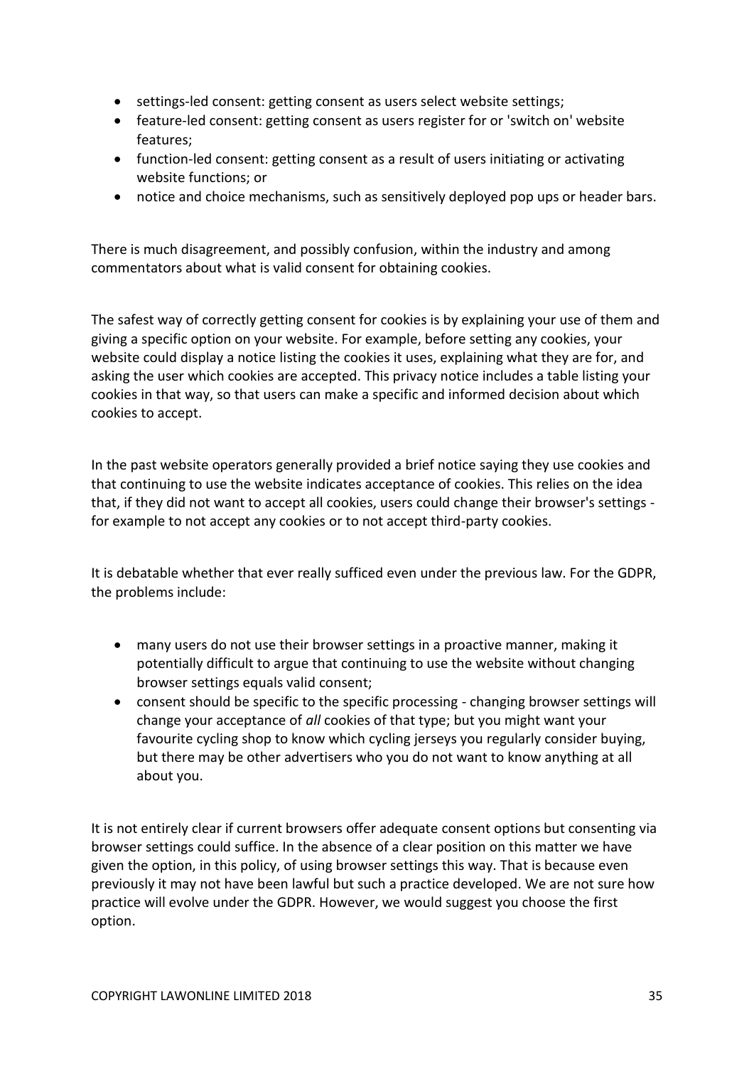- settings-led consent: getting consent as users select website settings;
- feature-led consent: getting consent as users register for or 'switch on' website features;
- function-led consent: getting consent as a result of users initiating or activating website functions; or
- notice and choice mechanisms, such as sensitively deployed pop ups or header bars.

There is much disagreement, and possibly confusion, within the industry and among commentators about what is valid consent for obtaining cookies.

The safest way of correctly getting consent for cookies is by explaining your use of them and giving a specific option on your website. For example, before setting any cookies, your website could display a notice listing the cookies it uses, explaining what they are for, and asking the user which cookies are accepted. This privacy notice includes a table listing your cookies in that way, so that users can make a specific and informed decision about which cookies to accept.

In the past website operators generally provided a brief notice saying they use cookies and that continuing to use the website indicates acceptance of cookies. This relies on the idea that, if they did not want to accept all cookies, users could change their browser's settings - for example to not accept any cookies or to not accept third-party cookies.

It is debatable whether that ever really sufficed even under the previous law. For the GDPR, the problems include:

- many users do not use their browser settings in a proactive manner, making it potentially difficult to argue that continuing to use the website without changing browser settings equals valid consent;
- consent should be specific to the specific processing - changing browser settings will change your acceptance of *all* cookies of that type; but you might want your favourite cycling shop to know which cycling jerseys you regularly consider buying, but there may be other advertisers who you do not want to know anything at all about you.

It is not entirely clear if current browsers offer adequate consent options but consenting via browser settings could suffice. In the absence of a clear position on this matter we have given the option, in this policy, of using browser settings this way. That is because even previously it may not have been lawful but such a practice developed. We are not sure how practice will evolve under the GDPR. However, we would suggest you choose the first option.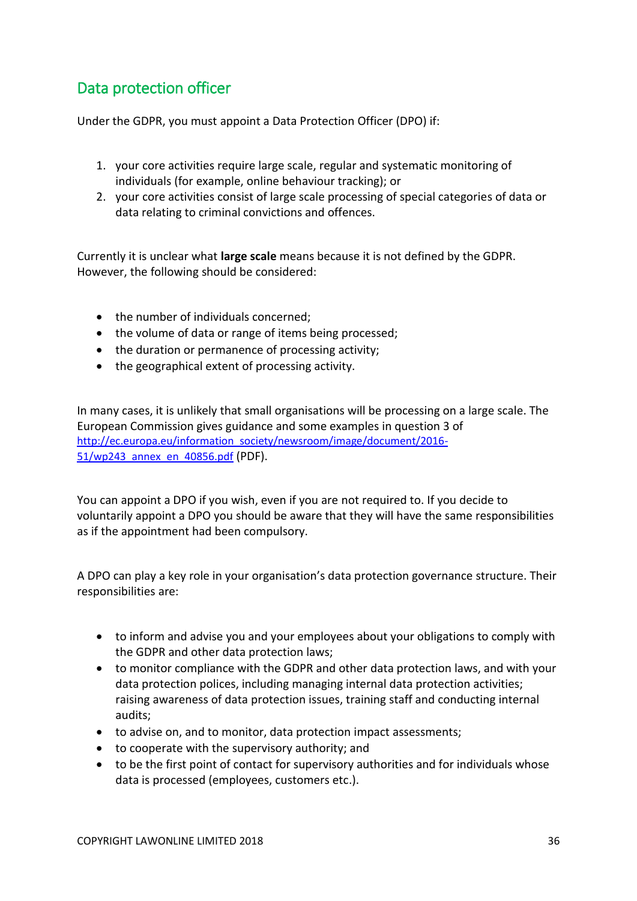## Data protection officer

Under the GDPR, you must appoint a Data Protection Officer (DPO) if:

1. your core activities require large scale, regular and systematic monitoring of individuals (for example, online behaviour tracking); or
2. your core activities consist of large scale processing of special categories of data or data relating to criminal convictions and offences.

Currently it is unclear what **large scale** means because it is not defined by the GDPR. However, the following should be considered:

- the number of individuals concerned;
- the volume of data or range of items being processed;
- the duration or permanence of processing activity;
- the geographical extent of processing activity.

In many cases, it is unlikely that small organisations will be processing on a large scale. The European Commission gives guidance and some examples in question 3 of [http://ec.europa.eu/information_society/newsroom/image/document/2016-51/wp243_annex_en_40856.pdf](http://ec.europa.eu/information_society/newsroom/image/document/2016-51/wp243_annex_en_40856.pdf) (PDF).

You can appoint a DPO if you wish, even if you are not required to. If you decide to voluntarily appoint a DPO you should be aware that they will have the same responsibilities as if the appointment had been compulsory.

A DPO can play a key role in your organisation's data protection governance structure. Their responsibilities are:

- to inform and advise you and your employees about your obligations to comply with the GDPR and other data protection laws;
- to monitor compliance with the GDPR and other data protection laws, and with your data protection polices, including managing internal data protection activities; raising awareness of data protection issues, training staff and conducting internal audits;
- to advise on, and to monitor, data protection impact assessments;
- to cooperate with the supervisory authority; and
- to be the first point of contact for supervisory authorities and for individuals whose data is processed (employees, customers etc.).

COPYRIGHT LAWONLINE LIMITED 2018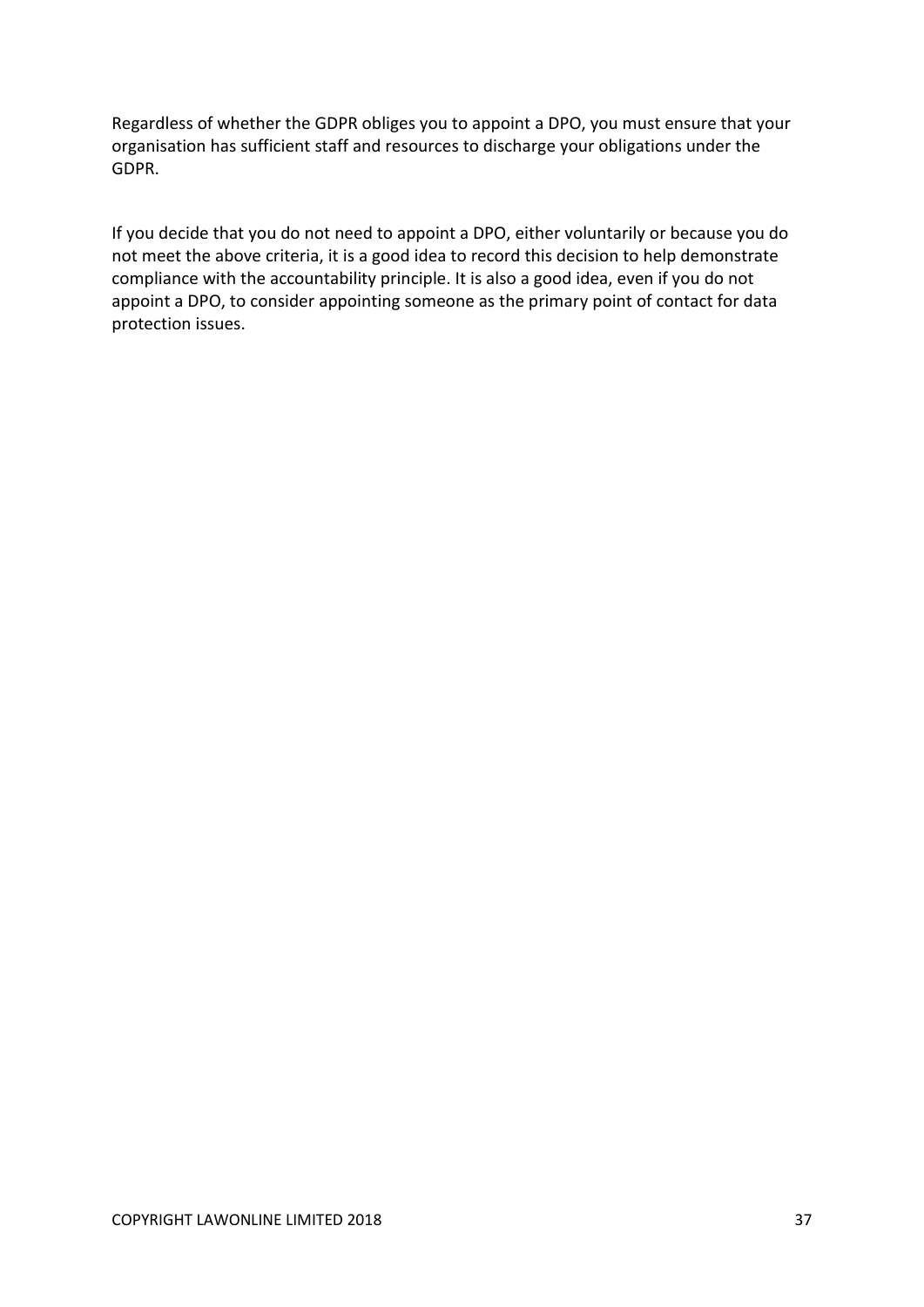Regardless of whether the GDPR obliges you to appoint a DPO, you must ensure that your organisation has sufficient staff and resources to discharge your obligations under the GDPR.

If you decide that you do not need to appoint a DPO, either voluntarily or because you do not meet the above criteria, it is a good idea to record this decision to help demonstrate compliance with the accountability principle. It is also a good idea, even if you do not appoint a DPO, to consider appointing someone as the primary point of contact for data protection issues.